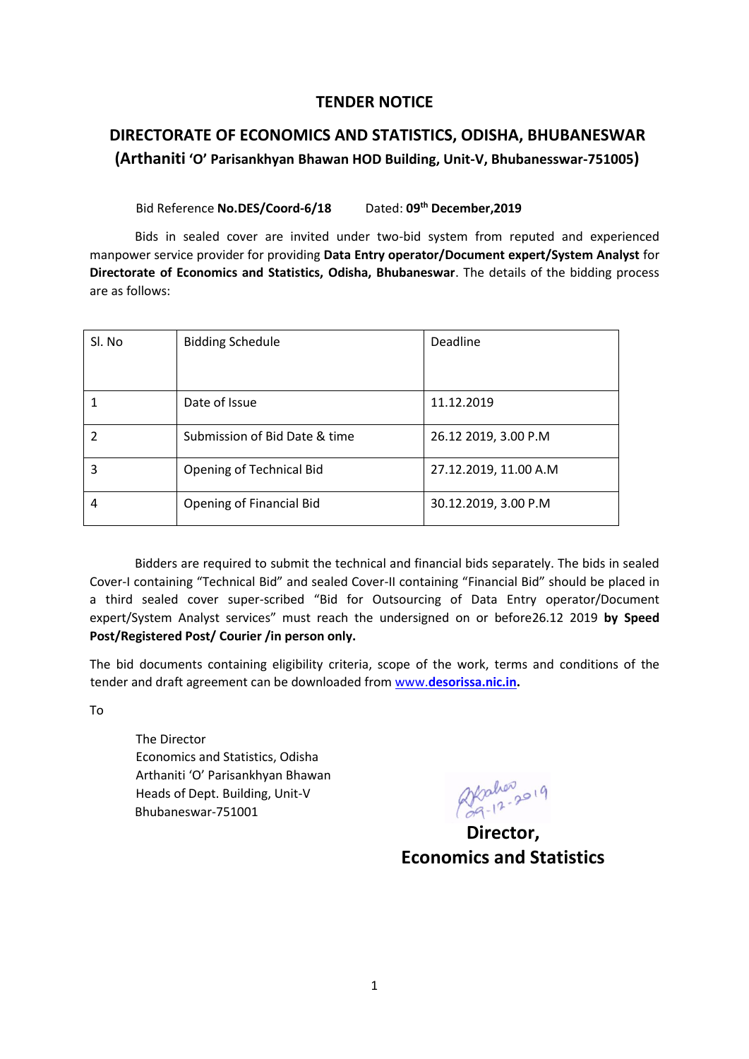# TENDER NOTICE

## DIRECTORATE OF ECONOMICS AND STATISTICS, ODISHA, BHUBANESWAR
## (Arthaniti 'O' Parisankhyan Bhawan HOD Building, Unit-V, Bhubanesswar-751005)

Bid Reference **No.DES/Coord-6/18** Dated: **09th December,2019**

Bids in sealed cover are invited under two-bid system from reputed and experienced manpower service provider for providing **Data Entry operator/Document expert/System Analyst** for **Directorate of Economics and Statistics, Odisha, Bhubaneswar**. The details of the bidding process are as follows:

| Sl. No | Bidding Schedule | Deadline |
|---|---|---|
| 1 | Date of Issue | 11.12.2019 |
| 2 | Submission of Bid Date & time | 26.12 2019, 3.00 P.M |
| 3 | Opening of Technical Bid | 27.12.2019, 11.00 A.M |
| 4 | Opening of Financial Bid | 30.12.2019, 3.00 P.M |

Bidders are required to submit the technical and financial bids separately. The bids in sealed Cover-I containing "Technical Bid" and sealed Cover-II containing "Financial Bid" should be placed in a third sealed cover super-scribed "Bid for Outsourcing of Data Entry operator/Document expert/System Analyst services" must reach the undersigned on or before26.12 2019 **by Speed Post/Registered Post/ Courier /in person only.**

The bid documents containing eligibility criteria, scope of the work, terms and conditions of the tender and draft agreement can be downloaded from www.**desorissa.nic.in.**

To

The Director
Economics and Statistics, Odisha
Arthaniti 'O' Parisankhyan Bhawan
Heads of Dept. Building, Unit-V
Bhubaneswar-751001

09-12-2019

**Director,**
**Economics and Statistics**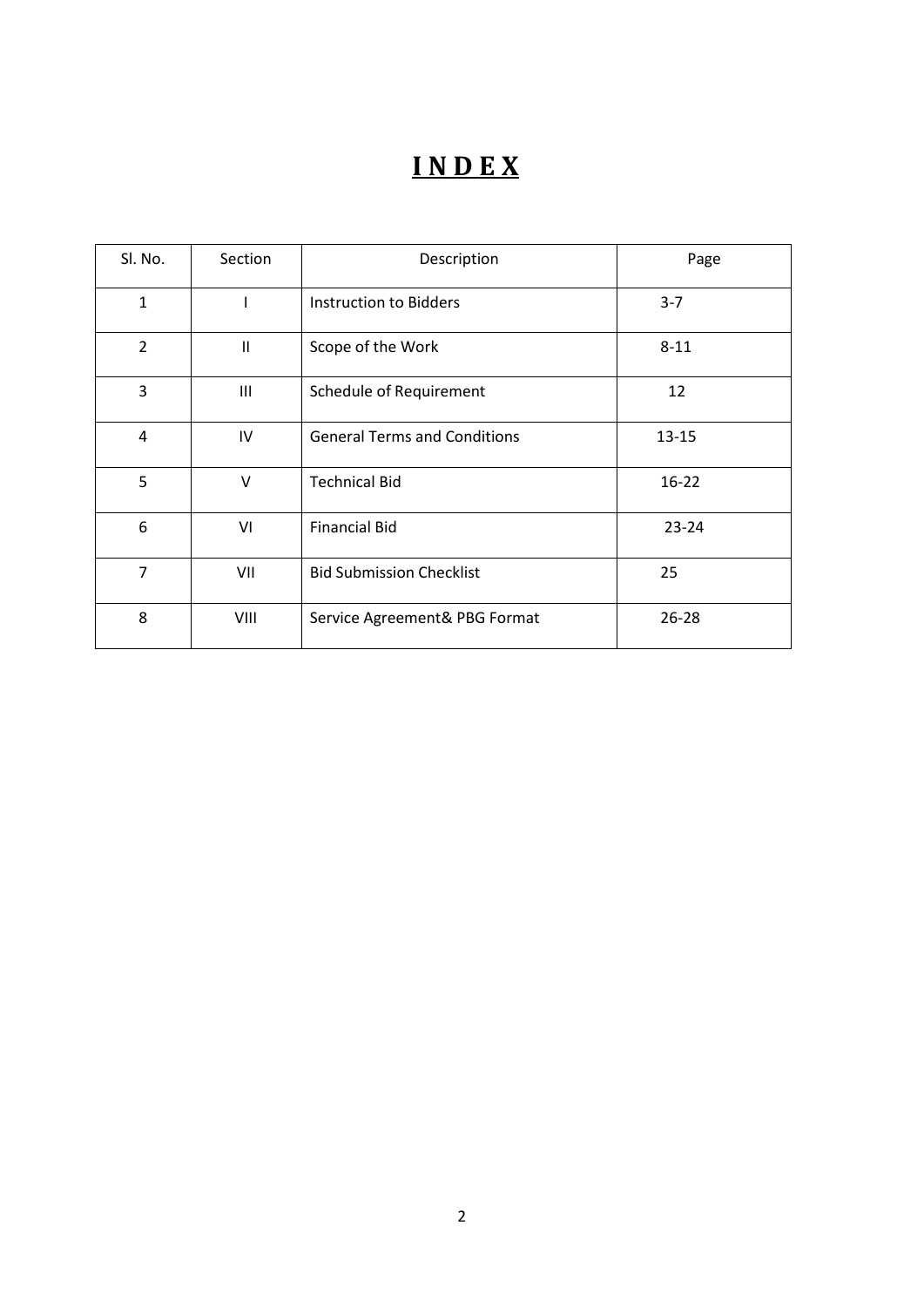# INDEX

| Sl. No. | Section | Description | Page |
|---|---|---|---|
| 1 | I | Instruction to Bidders | 3-7 |
| 2 | II | Scope of the Work | 8-11 |
| 3 | III | Schedule of Requirement | 12 |
| 4 | IV | General Terms and Conditions | 13-15 |
| 5 | V | Technical Bid | 16-22 |
| 6 | VI | Financial Bid | 23-24 |
| 7 | VII | Bid Submission Checklist | 25 |
| 8 | VIII | Service Agreement& PBG Format | 26-28 |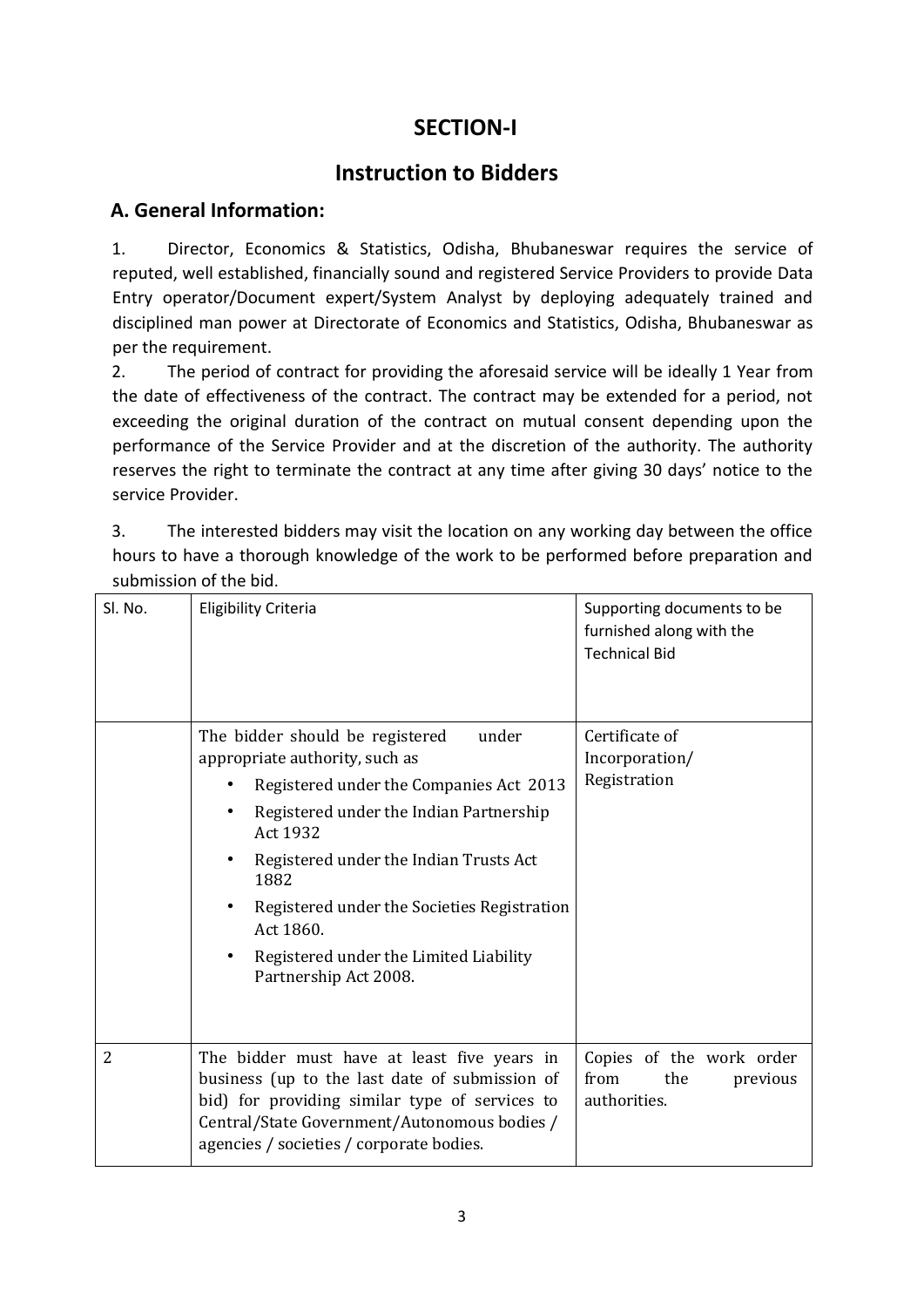# SECTION-I

## Instruction to Bidders

### A. General Information:

1. Director, Economics & Statistics, Odisha, Bhubaneswar requires the service of reputed, well established, financially sound and registered Service Providers to provide Data Entry operator/Document expert/System Analyst by deploying adequately trained and disciplined man power at Directorate of Economics and Statistics, Odisha, Bhubaneswar as per the requirement.
2. The period of contract for providing the aforesaid service will be ideally 1 Year from the date of effectiveness of the contract. The contract may be extended for a period, not exceeding the original duration of the contract on mutual consent depending upon the performance of the Service Provider and at the discretion of the authority. The authority reserves the right to terminate the contract at any time after giving 30 days' notice to the service Provider.
3. The interested bidders may visit the location on any working day between the office hours to have a thorough knowledge of the work to be performed before preparation and submission of the bid.

| Sl. No. | Eligibility Criteria | Supporting documents to be furnished along with the Technical Bid |
|---|---|---|
| | The bidder should be registered under appropriate authority, such as<br>• Registered under the Companies Act 2013<br>• Registered under the Indian Partnership Act 1932<br>• Registered under the Indian Trusts Act 1882<br>• Registered under the Societies Registration Act 1860.<br>• Registered under the Limited Liability Partnership Act 2008. | Certificate of Incorporation/ Registration |
| 2 | The bidder must have at least five years in business (up to the last date of submission of bid) for providing similar type of services to Central/State Government/Autonomous bodies / agencies / societies / corporate bodies. | Copies of the work order from the previous authorities. |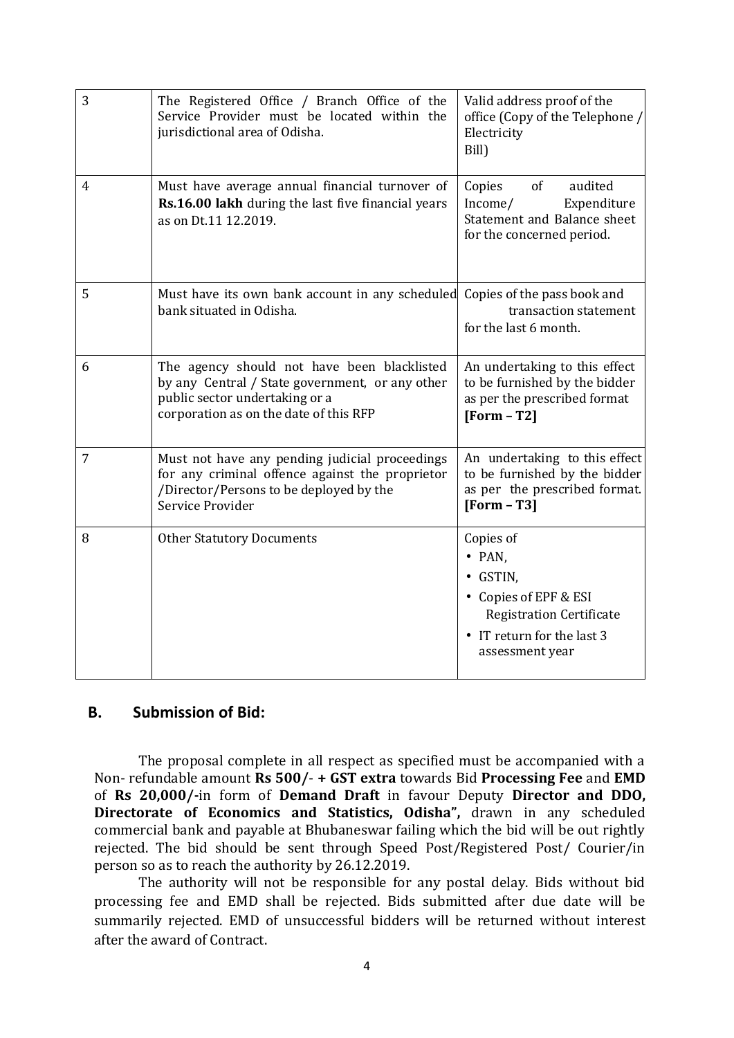| 3 | The Registered Office / Branch Office of the Service Provider must be located within the jurisdictional area of Odisha. | Valid address proof of the office (Copy of the Telephone / Electricity Bill) |
|---|---|---|
| 4 | Must have average annual financial turnover of **Rs.16.00 lakh** during the last five financial years as on Dt.11 12.2019. | Copies of audited Income/ Expenditure Statement and Balance sheet for the concerned period. |
| 5 | Must have its own bank account in any scheduled bank situated in Odisha. | Copies of the pass book and transaction statement for the last 6 month. |
| 6 | The agency should not have been blacklisted by any Central / State government, or any other public sector undertaking or a corporation as on the date of this RFP | An undertaking to this effect to be furnished by the bidder as per the prescribed format **[Form – T2]** |
| 7 | Must not have any pending judicial proceedings for any criminal offence against the proprietor /Director/Persons to be deployed by the Service Provider | An undertaking to this effect to be furnished by the bidder as per the prescribed format. **[Form – T3]** |
| 8 | Other Statutory Documents | Copies of<br>• PAN,<br>• GSTIN,<br>• Copies of EPF & ESI Registration Certificate<br>• IT return for the last 3 assessment year |

## B. Submission of Bid:

The proposal complete in all respect as specified must be accompanied with a Non- refundable amount **Rs 500/- + GST extra** towards Bid **Processing Fee** and **EMD** of **Rs 20,000/-**in form of **Demand Draft** in favour Deputy **Director and DDO, Directorate of Economics and Statistics, Odisha",** drawn in any scheduled commercial bank and payable at Bhubaneswar failing which the bid will be out rightly rejected. The bid should be sent through Speed Post/Registered Post/ Courier/in person so as to reach the authority by 26.12.2019.

The authority will not be responsible for any postal delay. Bids without bid processing fee and EMD shall be rejected. Bids submitted after due date will be summarily rejected. EMD of unsuccessful bidders will be returned without interest after the award of Contract.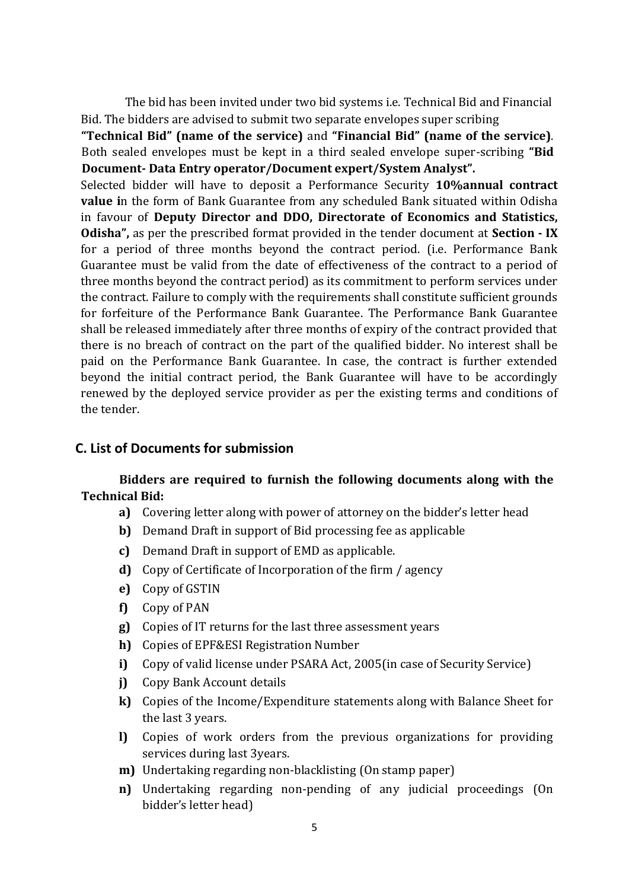The bid has been invited under two bid systems i.e. Technical Bid and Financial Bid. The bidders are advised to submit two separate envelopes super scribing **"Technical Bid" (name of the service)** and **"Financial Bid" (name of the service)**. Both sealed envelopes must be kept in a third sealed envelope super-scribing **"Bid Document- Data Entry operator/Document expert/System Analyst".**

Selected bidder will have to deposit a Performance Security **10%annual contract value i**n the form of Bank Guarantee from any scheduled Bank situated within Odisha in favour of **Deputy Director and DDO, Directorate of Economics and Statistics, Odisha",** as per the prescribed format provided in the tender document at **Section - IX** for a period of three months beyond the contract period. (i.e. Performance Bank Guarantee must be valid from the date of effectiveness of the contract to a period of three months beyond the contract period) as its commitment to perform services under the contract. Failure to comply with the requirements shall constitute sufficient grounds for forfeiture of the Performance Bank Guarantee. The Performance Bank Guarantee shall be released immediately after three months of expiry of the contract provided that there is no breach of contract on the part of the qualified bidder. No interest shall be paid on the Performance Bank Guarantee. In case, the contract is further extended beyond the initial contract period, the Bank Guarantee will have to be accordingly renewed by the deployed service provider as per the existing terms and conditions of the tender.

## C. List of Documents for submission

**Bidders are required to furnish the following documents along with the Technical Bid:**

- **a)** Covering letter along with power of attorney on the bidder's letter head
- **b)** Demand Draft in support of Bid processing fee as applicable
- **c)** Demand Draft in support of EMD as applicable.
- **d)** Copy of Certificate of Incorporation of the firm / agency
- **e)** Copy of GSTIN
- **f)** Copy of PAN
- **g)** Copies of IT returns for the last three assessment years
- **h)** Copies of EPF&ESI Registration Number
- **i)** Copy of valid license under PSARA Act, 2005(in case of Security Service)
- **j)** Copy Bank Account details
- **k)** Copies of the Income/Expenditure statements along with Balance Sheet for the last 3 years.
- **l)** Copies of work orders from the previous organizations for providing services during last 3years.
- **m)** Undertaking regarding non-blacklisting (On stamp paper)
- **n)** Undertaking regarding non-pending of any judicial proceedings (On bidder's letter head)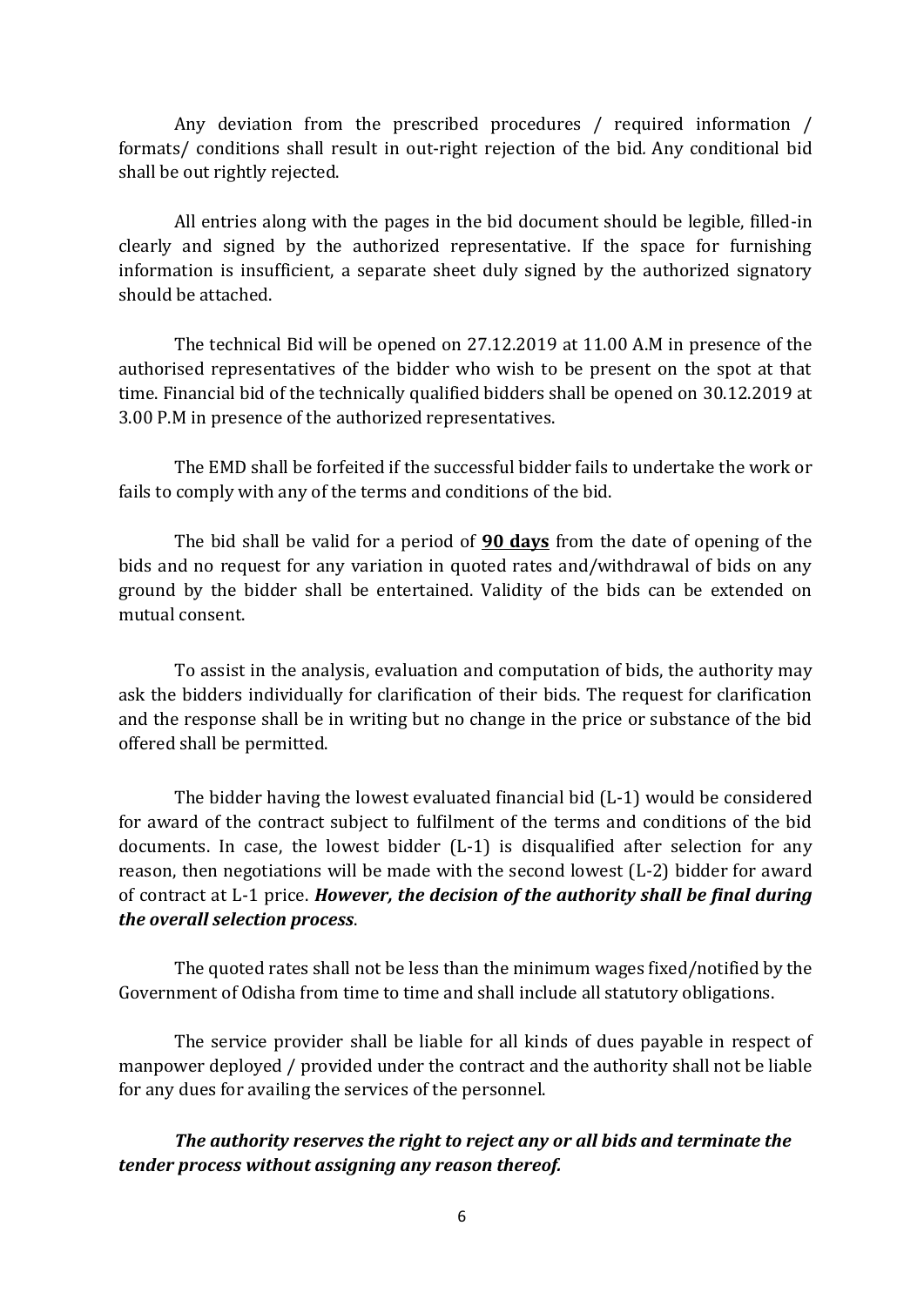Any deviation from the prescribed procedures / required information / formats/ conditions shall result in out-right rejection of the bid. Any conditional bid shall be out rightly rejected.

All entries along with the pages in the bid document should be legible, filled-in clearly and signed by the authorized representative. If the space for furnishing information is insufficient, a separate sheet duly signed by the authorized signatory should be attached.

The technical Bid will be opened on 27.12.2019 at 11.00 A.M in presence of the authorised representatives of the bidder who wish to be present on the spot at that time. Financial bid of the technically qualified bidders shall be opened on 30.12.2019 at 3.00 P.M in presence of the authorized representatives.

The EMD shall be forfeited if the successful bidder fails to undertake the work or fails to comply with any of the terms and conditions of the bid.

The bid shall be valid for a period of **90 days** from the date of opening of the bids and no request for any variation in quoted rates and/withdrawal of bids on any ground by the bidder shall be entertained. Validity of the bids can be extended on mutual consent.

To assist in the analysis, evaluation and computation of bids, the authority may ask the bidders individually for clarification of their bids. The request for clarification and the response shall be in writing but no change in the price or substance of the bid offered shall be permitted.

The bidder having the lowest evaluated financial bid (L-1) would be considered for award of the contract subject to fulfilment of the terms and conditions of the bid documents. In case, the lowest bidder (L-1) is disqualified after selection for any reason, then negotiations will be made with the second lowest (L-2) bidder for award of contract at L-1 price. ***However, the decision of the authority shall be final during the overall selection process***.

The quoted rates shall not be less than the minimum wages fixed/notified by the Government of Odisha from time to time and shall include all statutory obligations.

The service provider shall be liable for all kinds of dues payable in respect of manpower deployed / provided under the contract and the authority shall not be liable for any dues for availing the services of the personnel.

***The authority reserves the right to reject any or all bids and terminate the tender process without assigning any reason thereof.***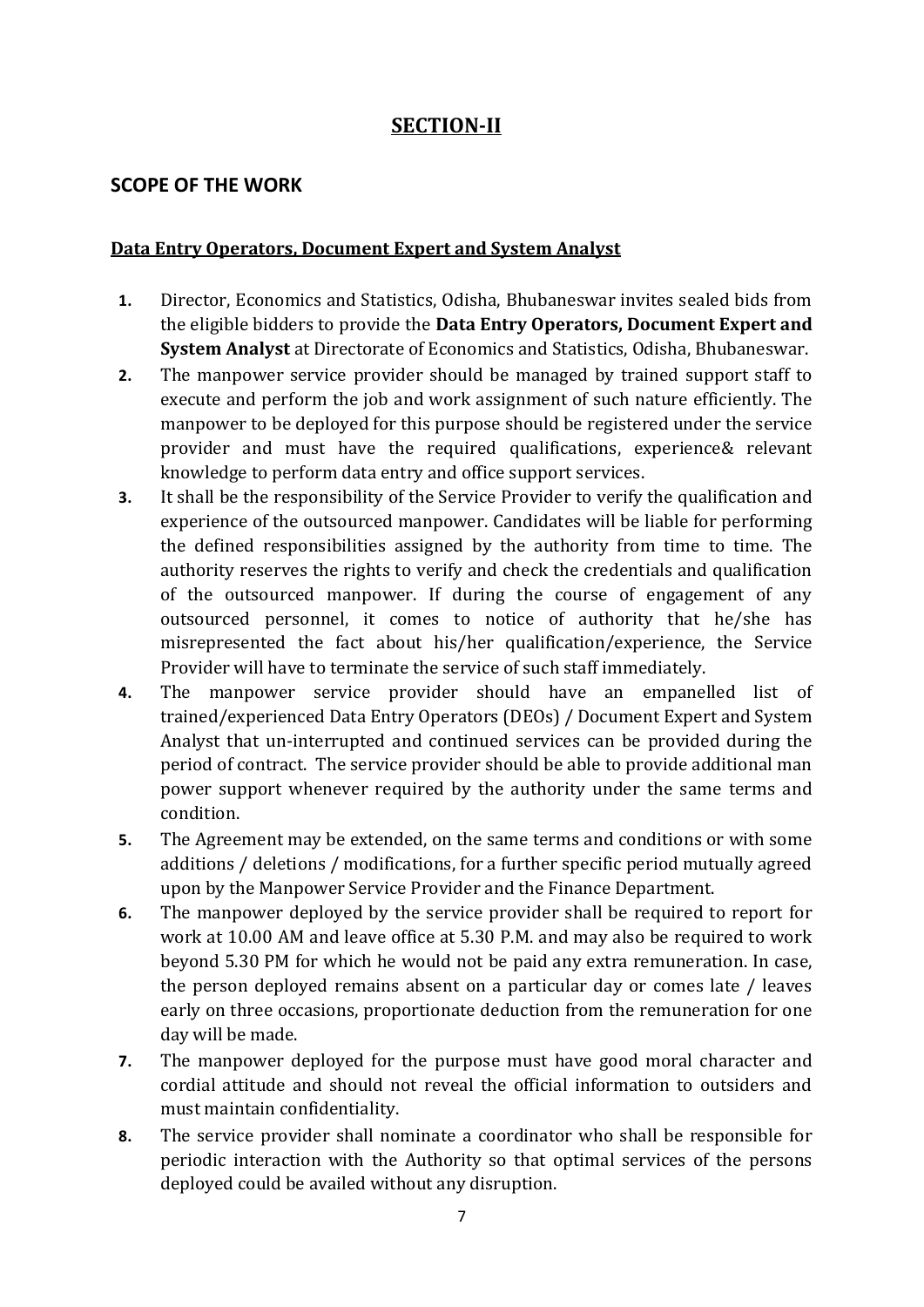## SECTION-II

### SCOPE OF THE WORK

**Data Entry Operators, Document Expert and System Analyst**

1. Director, Economics and Statistics, Odisha, Bhubaneswar invites sealed bids from the eligible bidders to provide the **Data Entry Operators, Document Expert and System Analyst** at Directorate of Economics and Statistics, Odisha, Bhubaneswar.
2. The manpower service provider should be managed by trained support staff to execute and perform the job and work assignment of such nature efficiently. The manpower to be deployed for this purpose should be registered under the service provider and must have the required qualifications, experience& relevant knowledge to perform data entry and office support services.
3. It shall be the responsibility of the Service Provider to verify the qualification and experience of the outsourced manpower. Candidates will be liable for performing the defined responsibilities assigned by the authority from time to time. The authority reserves the rights to verify and check the credentials and qualification of the outsourced manpower. If during the course of engagement of any outsourced personnel, it comes to notice of authority that he/she has misrepresented the fact about his/her qualification/experience, the Service Provider will have to terminate the service of such staff immediately.
4. The manpower service provider should have an empanelled list of trained/experienced Data Entry Operators (DEOs) / Document Expert and System Analyst that un-interrupted and continued services can be provided during the period of contract. The service provider should be able to provide additional man power support whenever required by the authority under the same terms and condition.
5. The Agreement may be extended, on the same terms and conditions or with some additions / deletions / modifications, for a further specific period mutually agreed upon by the Manpower Service Provider and the Finance Department.
6. The manpower deployed by the service provider shall be required to report for work at 10.00 AM and leave office at 5.30 P.M. and may also be required to work beyond 5.30 PM for which he would not be paid any extra remuneration. In case, the person deployed remains absent on a particular day or comes late / leaves early on three occasions, proportionate deduction from the remuneration for one day will be made.
7. The manpower deployed for the purpose must have good moral character and cordial attitude and should not reveal the official information to outsiders and must maintain confidentiality.
8. The service provider shall nominate a coordinator who shall be responsible for periodic interaction with the Authority so that optimal services of the persons deployed could be availed without any disruption.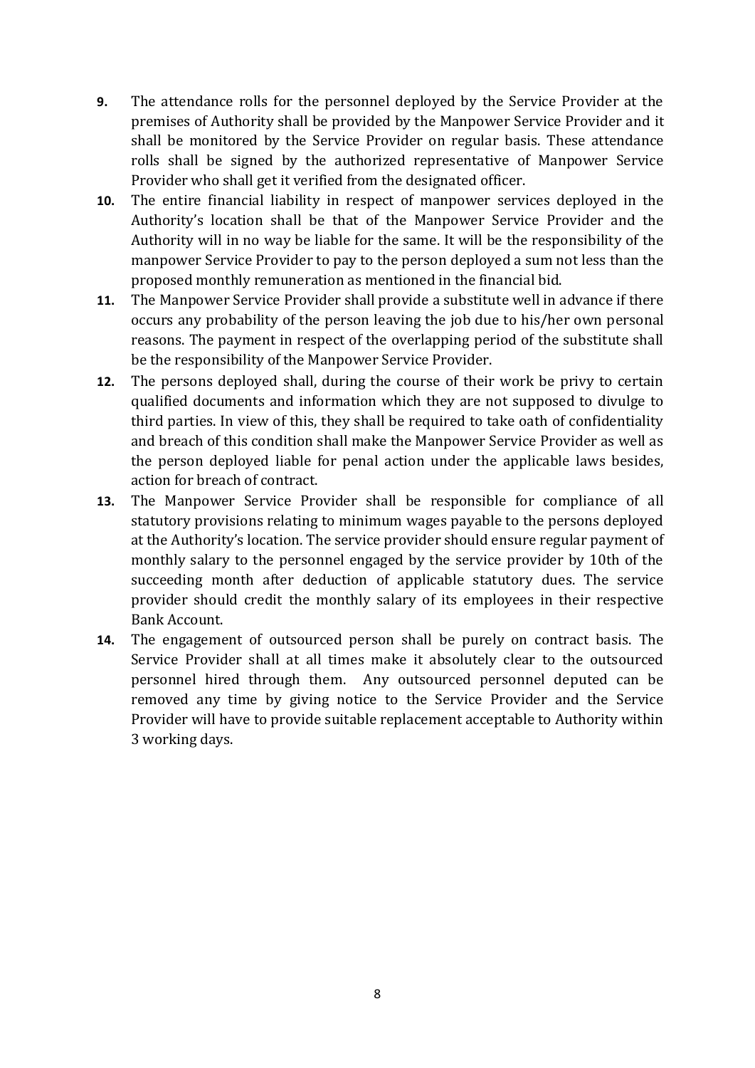**9.** The attendance rolls for the personnel deployed by the Service Provider at the premises of Authority shall be provided by the Manpower Service Provider and it shall be monitored by the Service Provider on regular basis. These attendance rolls shall be signed by the authorized representative of Manpower Service Provider who shall get it verified from the designated officer.

**10.** The entire financial liability in respect of manpower services deployed in the Authority's location shall be that of the Manpower Service Provider and the Authority will in no way be liable for the same. It will be the responsibility of the manpower Service Provider to pay to the person deployed a sum not less than the proposed monthly remuneration as mentioned in the financial bid.

**11.** The Manpower Service Provider shall provide a substitute well in advance if there occurs any probability of the person leaving the job due to his/her own personal reasons. The payment in respect of the overlapping period of the substitute shall be the responsibility of the Manpower Service Provider.

**12.** The persons deployed shall, during the course of their work be privy to certain qualified documents and information which they are not supposed to divulge to third parties. In view of this, they shall be required to take oath of confidentiality and breach of this condition shall make the Manpower Service Provider as well as the person deployed liable for penal action under the applicable laws besides, action for breach of contract.

**13.** The Manpower Service Provider shall be responsible for compliance of all statutory provisions relating to minimum wages payable to the persons deployed at the Authority's location. The service provider should ensure regular payment of monthly salary to the personnel engaged by the service provider by 10th of the succeeding month after deduction of applicable statutory dues. The service provider should credit the monthly salary of its employees in their respective Bank Account.

**14.** The engagement of outsourced person shall be purely on contract basis. The Service Provider shall at all times make it absolutely clear to the outsourced personnel hired through them. Any outsourced personnel deputed can be removed any time by giving notice to the Service Provider and the Service Provider will have to provide suitable replacement acceptable to Authority within 3 working days.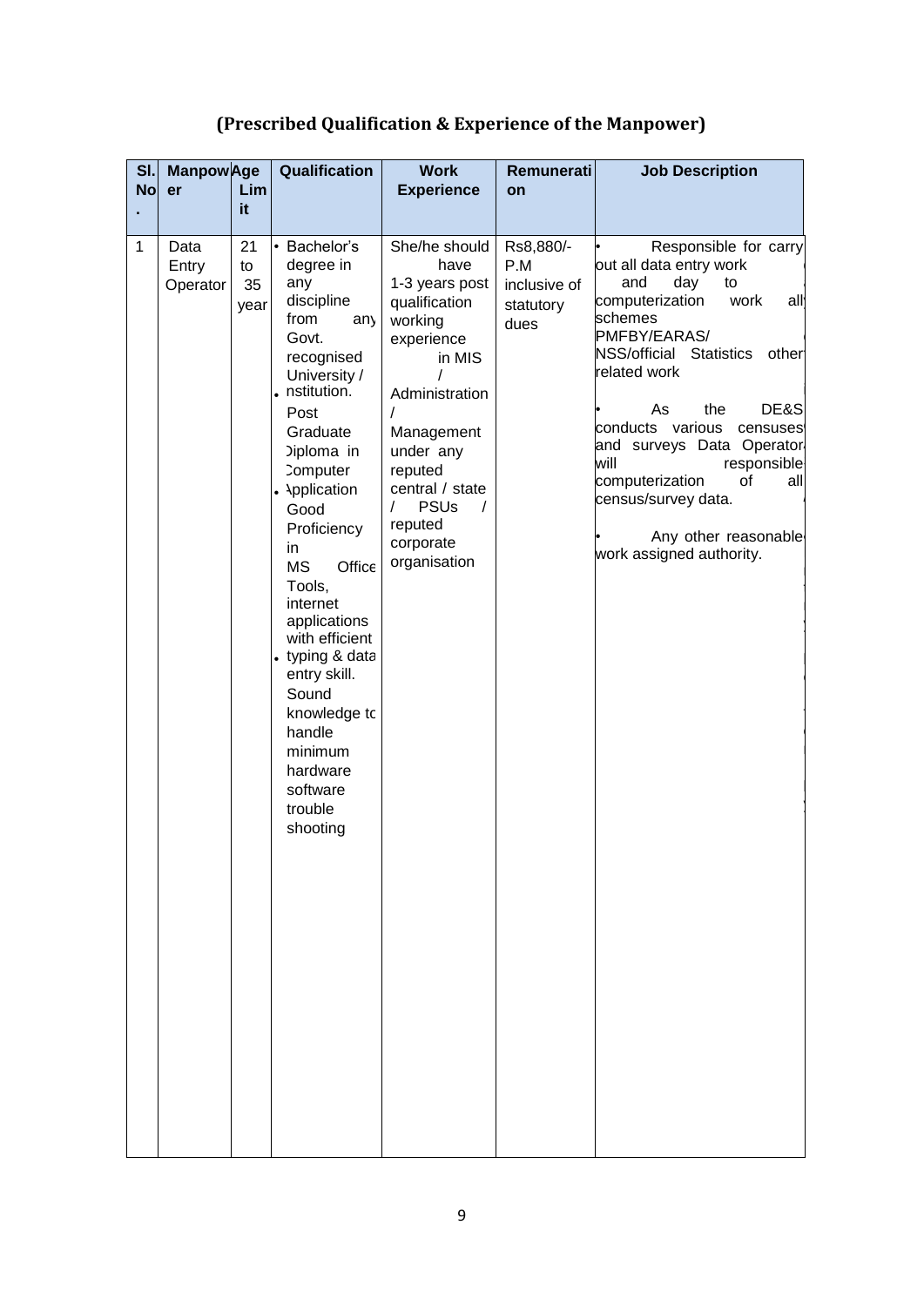## (Prescribed Qualification & Experience of the Manpower)

| Sl. No. | Manpower | Age Limit | Qualification | Work Experience | Remuneration | Job Description |
|---|---|---|---|---|---|---|
| 1 | Data Entry Operator | 21 to 35 year | • Bachelor's degree in any discipline from any Govt. recognised University / Institution. • Post Graduate Diploma in Computer Application • Good Proficiency in MS Office Tools, internet applications with efficient typing & data entry skill. • Sound knowledge to handle minimum hardware software trouble shooting | She/he should have 1-3 years post qualification working experience in MIS / Administration / Management under any reputed central / state / PSUs / reputed corporate organisation | Rs8,880/- P.M inclusive of statutory dues | • Responsible for carry out all data entry work and day to computerization work all schemes PMFBY/EARAS/ NSS/official Statistics other related work<br>• As the DE&S conducts various censuses and surveys Data Operator will responsible computerization of all census/survey data.<br>• Any other reasonable work assigned authority. |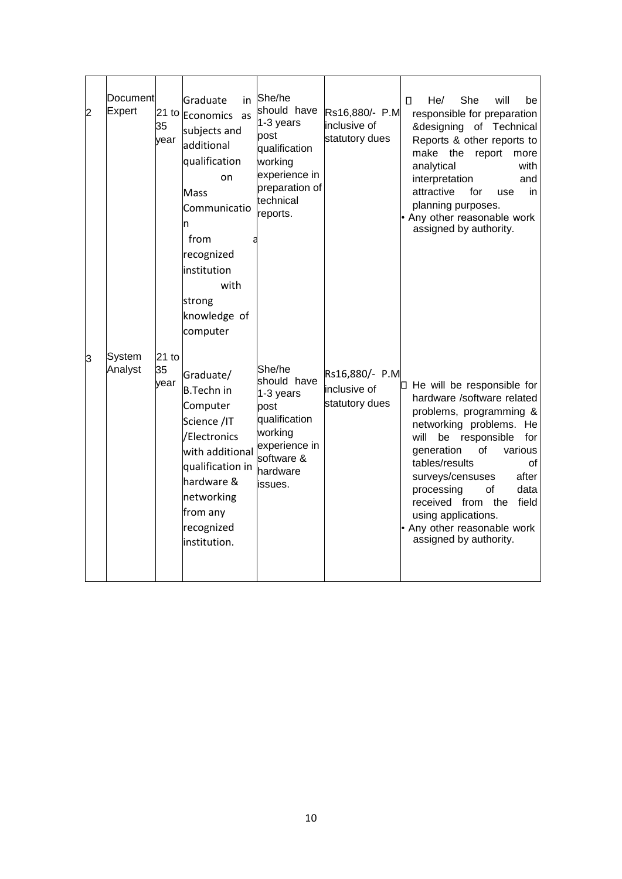| 2 | Document Expert | 21 to 35 year | Graduate in Economics as subjects and additional qualification on Mass Communication from a recognized institution with strong knowledge of computer | She/he should have 1-3 years post qualification working experience in preparation of technical reports. | Rs16,880/- P.M inclusive of statutory dues | • He/ She will be responsible for preparation &designing of Technical Reports & other reports to make the report more analytical with interpretation and attractive for use in planning purposes.<br>• Any other reasonable work assigned by authority. |
|---|---|---|---|---|---|---|
| 3 | System Analyst | 21 to 35 year | Graduate/ B.Techn in Computer Science /IT /Electronics with additional qualification in hardware & networking from any recognized institution. | She/he should have 1-3 years post qualification working experience in software & hardware issues. | Rs16,880/- P.M inclusive of statutory dues | • He will be responsible for hardware /software related problems, programming & networking problems. He will be responsible for generation of various tables/results of surveys/censuses after processing of data received from the field using applications.<br>• Any other reasonable work assigned by authority. |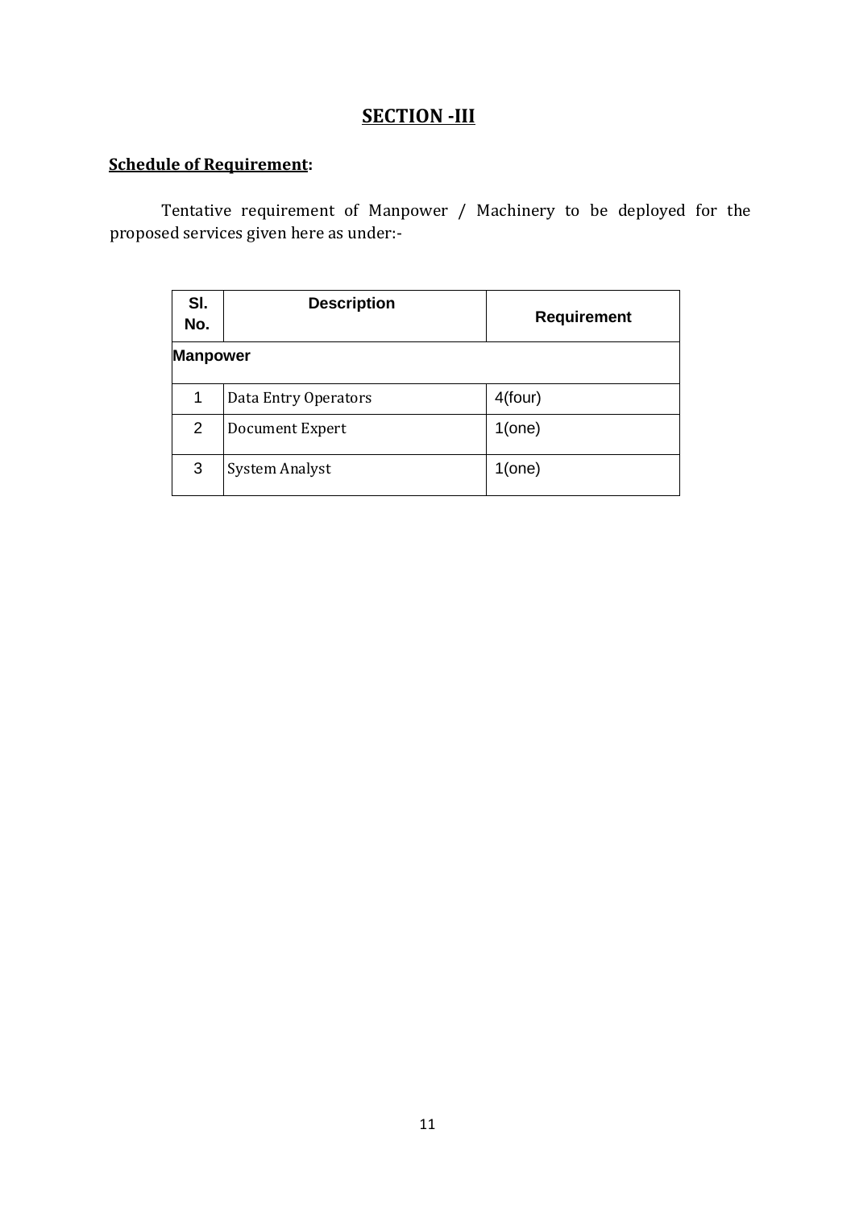# SECTION -III

**Schedule of Requirement:**

Tentative requirement of Manpower / Machinery to be deployed for the proposed services given here as under:-

| Sl. No. | Description | Requirement |
|---|---|---|
| **Manpower** | | |
| 1 | Data Entry Operators | 4(four) |
| 2 | Document Expert | 1(one) |
| 3 | System Analyst | 1(one) |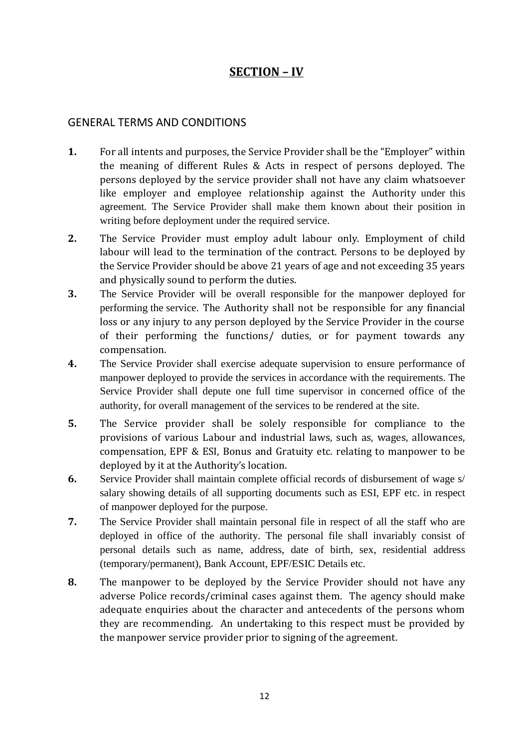# SECTION – IV

## GENERAL TERMS AND CONDITIONS

**1.** For all intents and purposes, the Service Provider shall be the “Employer” within the meaning of different Rules & Acts in respect of persons deployed. The persons deployed by the service provider shall not have any claim whatsoever like employer and employee relationship against the Authority under this agreement. The Service Provider shall make them known about their position in writing before deployment under the required service.

**2.** The Service Provider must employ adult labour only. Employment of child labour will lead to the termination of the contract. Persons to be deployed by the Service Provider should be above 21 years of age and not exceeding 35 years and physically sound to perform the duties.

**3.** The Service Provider will be overall responsible for the manpower deployed for performing the service. The Authority shall not be responsible for any financial loss or any injury to any person deployed by the Service Provider in the course of their performing the functions/ duties, or for payment towards any compensation.

**4.** The Service Provider shall exercise adequate supervision to ensure performance of manpower deployed to provide the services in accordance with the requirements. The Service Provider shall depute one full time supervisor in concerned office of the authority, for overall management of the services to be rendered at the site.

**5.** The Service provider shall be solely responsible for compliance to the provisions of various Labour and industrial laws, such as, wages, allowances, compensation, EPF & ESI, Bonus and Gratuity etc. relating to manpower to be deployed by it at the Authority’s location.

**6.** Service Provider shall maintain complete official records of disbursement of wage s/ salary showing details of all supporting documents such as ESI, EPF etc. in respect of manpower deployed for the purpose.

**7.** The Service Provider shall maintain personal file in respect of all the staff who are deployed in office of the authority. The personal file shall invariably consist of personal details such as name, address, date of birth, sex, residential address (temporary/permanent), Bank Account, EPF/ESIC Details etc.

**8.** The manpower to be deployed by the Service Provider should not have any adverse Police records/criminal cases against them. The agency should make adequate enquiries about the character and antecedents of the persons whom they are recommending. An undertaking to this respect must be provided by the manpower service provider prior to signing of the agreement.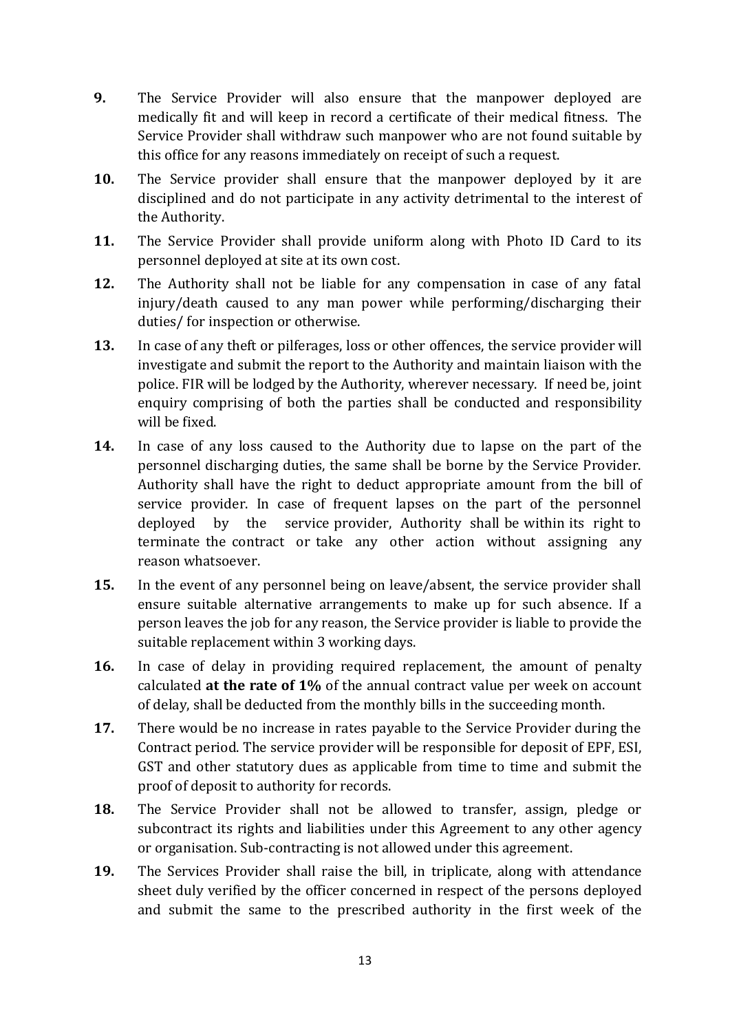**9.** The Service Provider will also ensure that the manpower deployed are medically fit and will keep in record a certificate of their medical fitness. The Service Provider shall withdraw such manpower who are not found suitable by this office for any reasons immediately on receipt of such a request.

**10.** The Service provider shall ensure that the manpower deployed by it are disciplined and do not participate in any activity detrimental to the interest of the Authority.

**11.** The Service Provider shall provide uniform along with Photo ID Card to its personnel deployed at site at its own cost.

**12.** The Authority shall not be liable for any compensation in case of any fatal injury/death caused to any man power while performing/discharging their duties/ for inspection or otherwise.

**13.** In case of any theft or pilferages, loss or other offences, the service provider will investigate and submit the report to the Authority and maintain liaison with the police. FIR will be lodged by the Authority, wherever necessary. If need be, joint enquiry comprising of both the parties shall be conducted and responsibility will be fixed.

**14.** In case of any loss caused to the Authority due to lapse on the part of the personnel discharging duties, the same shall be borne by the Service Provider. Authority shall have the right to deduct appropriate amount from the bill of service provider. In case of frequent lapses on the part of the personnel deployed by the service provider, Authority shall be within its right to terminate the contract or take any other action without assigning any reason whatsoever.

**15.** In the event of any personnel being on leave/absent, the service provider shall ensure suitable alternative arrangements to make up for such absence. If a person leaves the job for any reason, the Service provider is liable to provide the suitable replacement within 3 working days.

**16.** In case of delay in providing required replacement, the amount of penalty calculated **at the rate of 1%** of the annual contract value per week on account of delay, shall be deducted from the monthly bills in the succeeding month.

**17.** There would be no increase in rates payable to the Service Provider during the Contract period. The service provider will be responsible for deposit of EPF, ESI, GST and other statutory dues as applicable from time to time and submit the proof of deposit to authority for records.

**18.** The Service Provider shall not be allowed to transfer, assign, pledge or subcontract its rights and liabilities under this Agreement to any other agency or organisation. Sub-contracting is not allowed under this agreement.

**19.** The Services Provider shall raise the bill, in triplicate, along with attendance sheet duly verified by the officer concerned in respect of the persons deployed and submit the same to the prescribed authority in the first week of the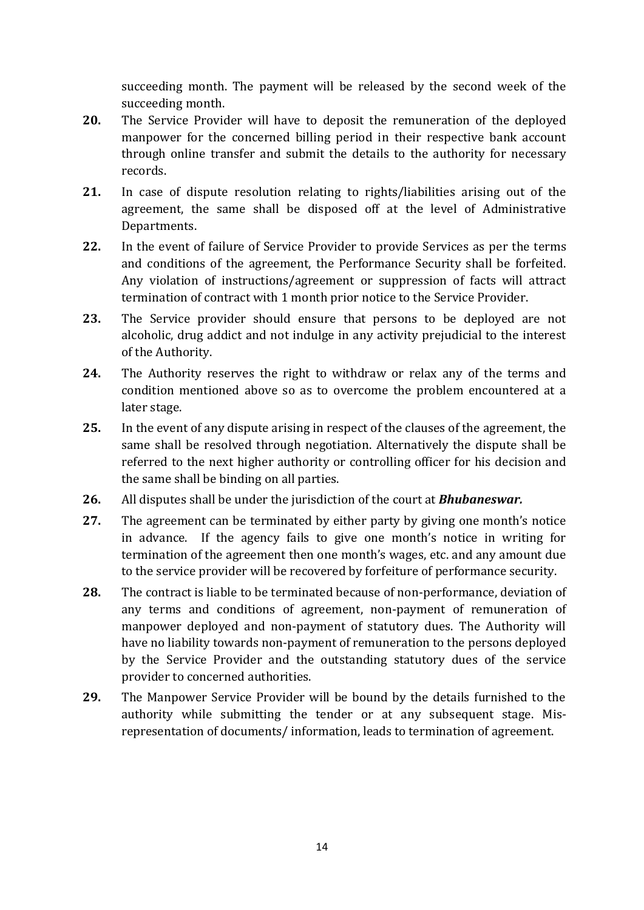succeeding month. The payment will be released by the second week of the succeeding month.

**20.** The Service Provider will have to deposit the remuneration of the deployed manpower for the concerned billing period in their respective bank account through online transfer and submit the details to the authority for necessary records.

**21.** In case of dispute resolution relating to rights/liabilities arising out of the agreement, the same shall be disposed off at the level of Administrative Departments.

**22.** In the event of failure of Service Provider to provide Services as per the terms and conditions of the agreement, the Performance Security shall be forfeited. Any violation of instructions/agreement or suppression of facts will attract termination of contract with 1 month prior notice to the Service Provider.

**23.** The Service provider should ensure that persons to be deployed are not alcoholic, drug addict and not indulge in any activity prejudicial to the interest of the Authority.

**24.** The Authority reserves the right to withdraw or relax any of the terms and condition mentioned above so as to overcome the problem encountered at a later stage.

**25.** In the event of any dispute arising in respect of the clauses of the agreement, the same shall be resolved through negotiation. Alternatively the dispute shall be referred to the next higher authority or controlling officer for his decision and the same shall be binding on all parties.

**26.** All disputes shall be under the jurisdiction of the court at ***Bhubaneswar.***

**27.** The agreement can be terminated by either party by giving one month's notice in advance. If the agency fails to give one month's notice in writing for termination of the agreement then one month's wages, etc. and any amount due to the service provider will be recovered by forfeiture of performance security.

**28.** The contract is liable to be terminated because of non-performance, deviation of any terms and conditions of agreement, non-payment of remuneration of manpower deployed and non-payment of statutory dues. The Authority will have no liability towards non-payment of remuneration to the persons deployed by the Service Provider and the outstanding statutory dues of the service provider to concerned authorities.

**29.** The Manpower Service Provider will be bound by the details furnished to the authority while submitting the tender or at any subsequent stage. Mis-representation of documents/ information, leads to termination of agreement.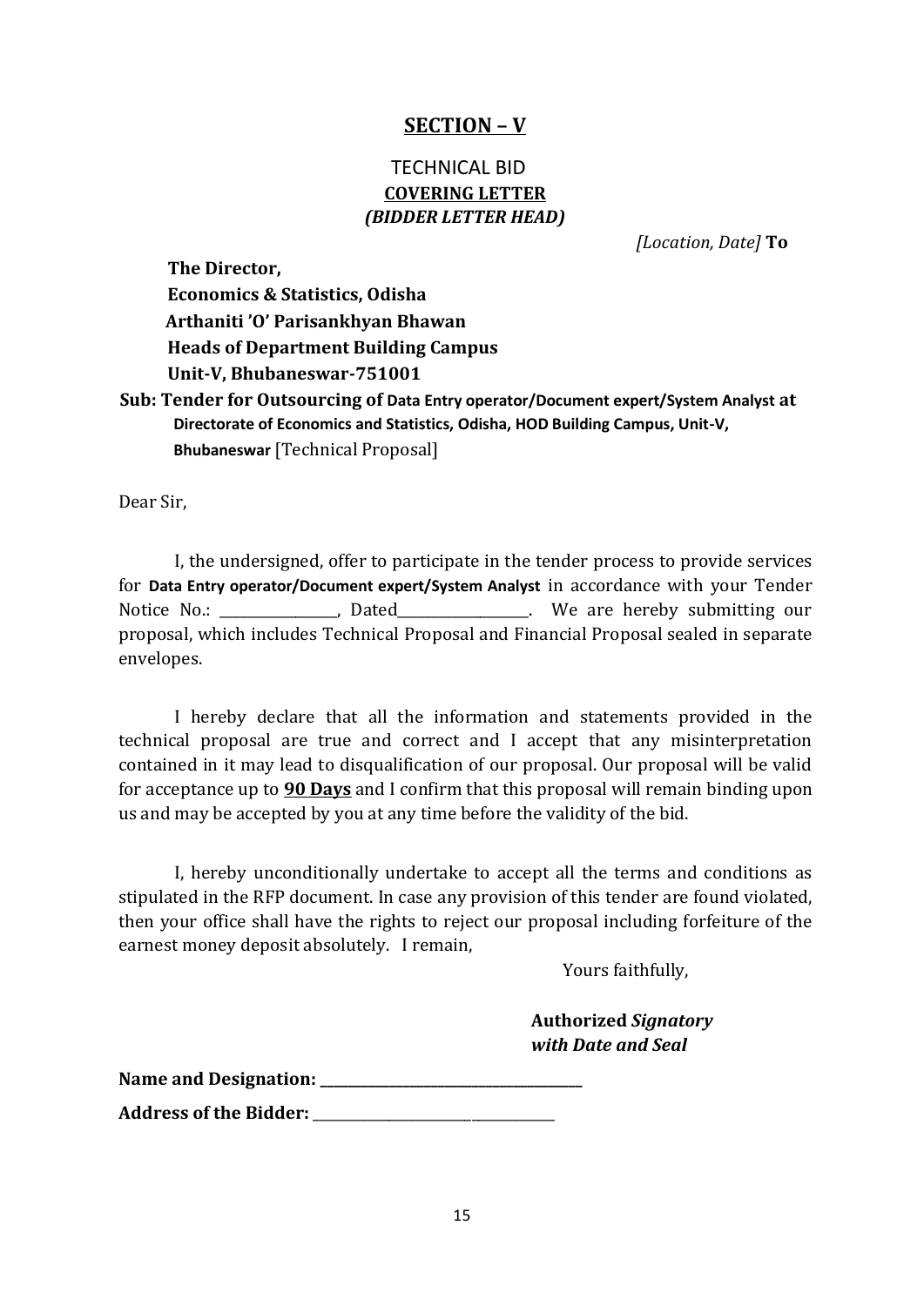## SECTION – V

TECHNICAL BID

**COVERING LETTER**

***(BIDDER LETTER HEAD)***

*[Location, Date]* **To**

**The Director,**
**Economics & Statistics, Odisha**
**Arthaniti 'O' Parisankhyan Bhawan**
**Heads of Department Building Campus**
**Unit-V, Bhubaneswar-751001**

**Sub: Tender for Outsourcing of Data Entry operator/Document expert/System Analyst at Directorate of Economics and Statistics, Odisha, HOD Building Campus, Unit-V, Bhubaneswar** [Technical Proposal]

Dear Sir,

I, the undersigned, offer to participate in the tender process to provide services for **Data Entry operator/Document expert/System Analyst** in accordance with your Tender Notice No.: ______________, Dated_______________. We are hereby submitting our proposal, which includes Technical Proposal and Financial Proposal sealed in separate envelopes.

I hereby declare that all the information and statements provided in the technical proposal are true and correct and I accept that any misinterpretation contained in it may lead to disqualification of our proposal. Our proposal will be valid for acceptance up to **90 Days** and I confirm that this proposal will remain binding upon us and may be accepted by you at any time before the validity of the bid.

I, hereby unconditionally undertake to accept all the terms and conditions as stipulated in the RFP document. In case any provision of this tender are found violated, then your office shall have the rights to reject our proposal including forfeiture of the earnest money deposit absolutely. I remain,

Yours faithfully,

**Authorized *Signatory***
***with Date and Seal***

**Name and Designation: ______________________________**

**Address of the Bidder: ____________________________**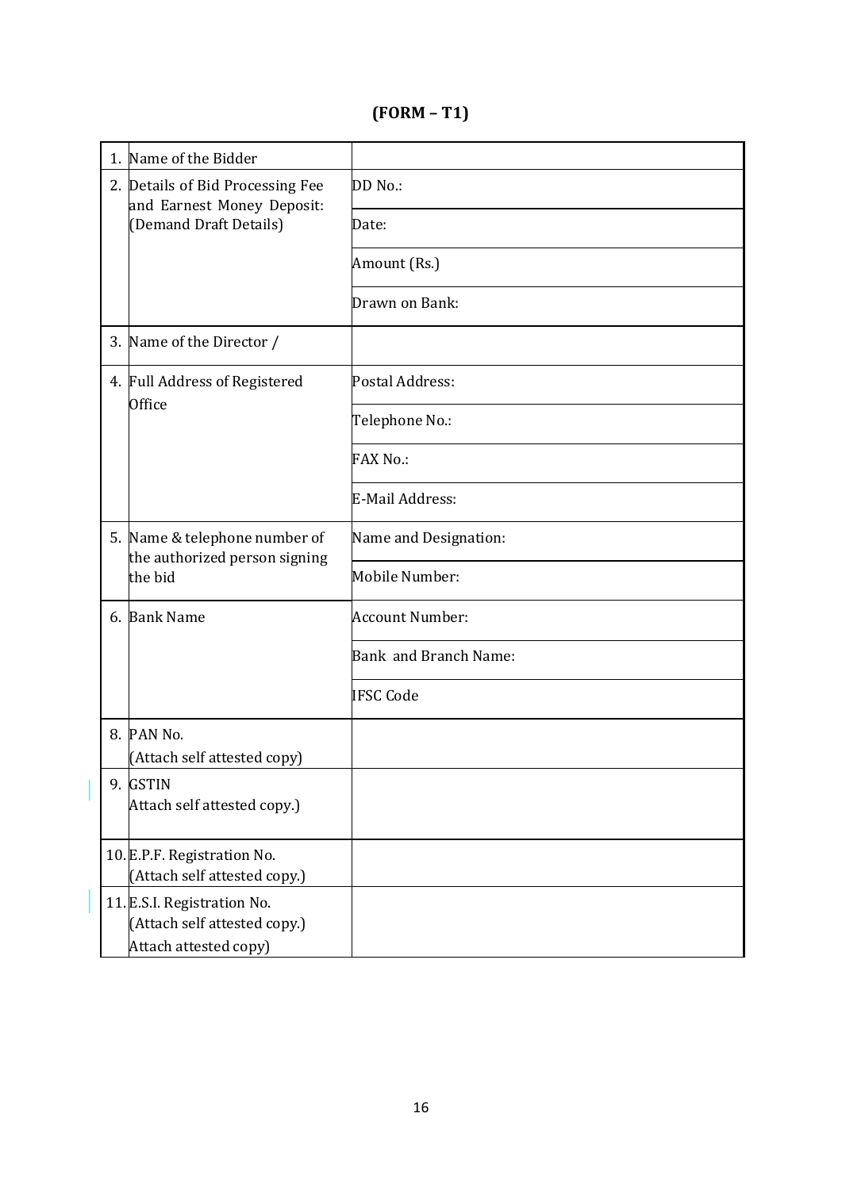# (FORM – T1)

| | | |
|---|---|---|
| 1. | Name of the Bidder | |
| 2. | Details of Bid Processing Fee and Earnest Money Deposit: (Demand Draft Details) | DD No.: |
| | | Date: |
| | | Amount (Rs.) |
| | | Drawn on Bank: |
| 3. | Name of the Director / | |
| 4. | Full Address of Registered Office | Postal Address: |
| | | Telephone No.: |
| | | FAX No.: |
| | | E-Mail Address: |
| 5. | Name & telephone number of the authorized person signing the bid | Name and Designation: |
| | | Mobile Number: |
| 6. | Bank Name | Account Number: |
| | | Bank and Branch Name: |
| | | IFSC Code |
| 8. | PAN No. (Attach self attested copy) | |
| 9. | GSTIN Attach self attested copy.) | |
| 10. | E.P.F. Registration No. (Attach self attested copy.) | |
| 11. | E.S.I. Registration No. (Attach self attested copy.) Attach attested copy) | |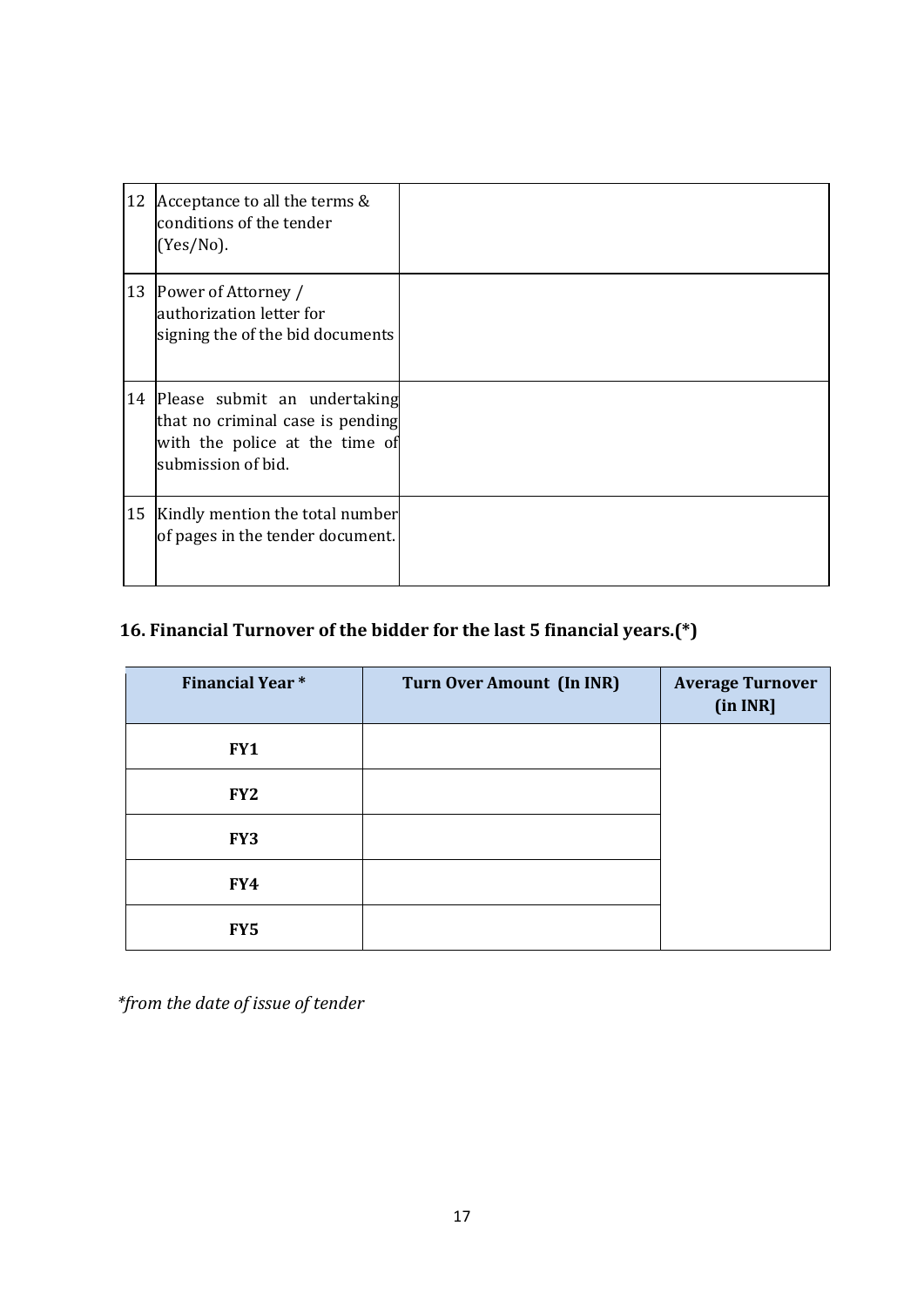| | | |
|---|---|---|
| 12 | Acceptance to all the terms & conditions of the tender (Yes/No). | |
| 13 | Power of Attorney / authorization letter for signing the of the bid documents | |
| 14 | Please submit an undertaking that no criminal case is pending with the police at the time of submission of bid. | |
| 15 | Kindly mention the total number of pages in the tender document. | |

## 16. Financial Turnover of the bidder for the last 5 financial years.(*)

| Financial Year * | Turn Over Amount (In INR) | Average Turnover (in INR] |
|---|---|---|
| FY1 | | |
| FY2 | | |
| FY3 | | |
| FY4 | | |
| FY5 | | |

*\*from the date of issue of tender*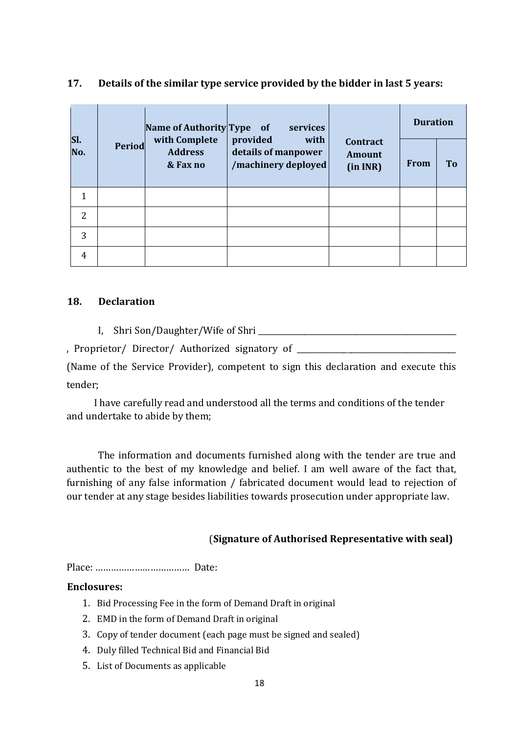### 17. Details of the similar type service provided by the bidder in last 5 years:

| Sl. No. | Period | Name of Authority with Complete Address & Fax no | Type of services provided with details of manpower /machinery deployed | Contract Amount (in INR) | Duration | |
|---|---|---|---|---|---|---|
| | | | | | From | To |
| 1 | | | | | | |
| 2 | | | | | | |
| 3 | | | | | | |
| 4 | | | | | | |

### 18. Declaration

I, Shri Son/Daughter/Wife of Shri ______________________________________________ , Proprietor/ Director/ Authorized signatory of ____________________________________ (Name of the Service Provider), competent to sign this declaration and execute this tender;

I have carefully read and understood all the terms and conditions of the tender and undertake to abide by them;

The information and documents furnished along with the tender are true and authentic to the best of my knowledge and belief. I am well aware of the fact that, furnishing of any false information / fabricated document would lead to rejection of our tender at any stage besides liabilities towards prosecution under appropriate law.

(**Signature of Authorised Representative with seal)**

Place: ……………….…………… Date:

**Enclosures:**

1. Bid Processing Fee in the form of Demand Draft in original
2. EMD in the form of Demand Draft in original
3. Copy of tender document (each page must be signed and sealed)
4. Duly filled Technical Bid and Financial Bid
5. List of Documents as applicable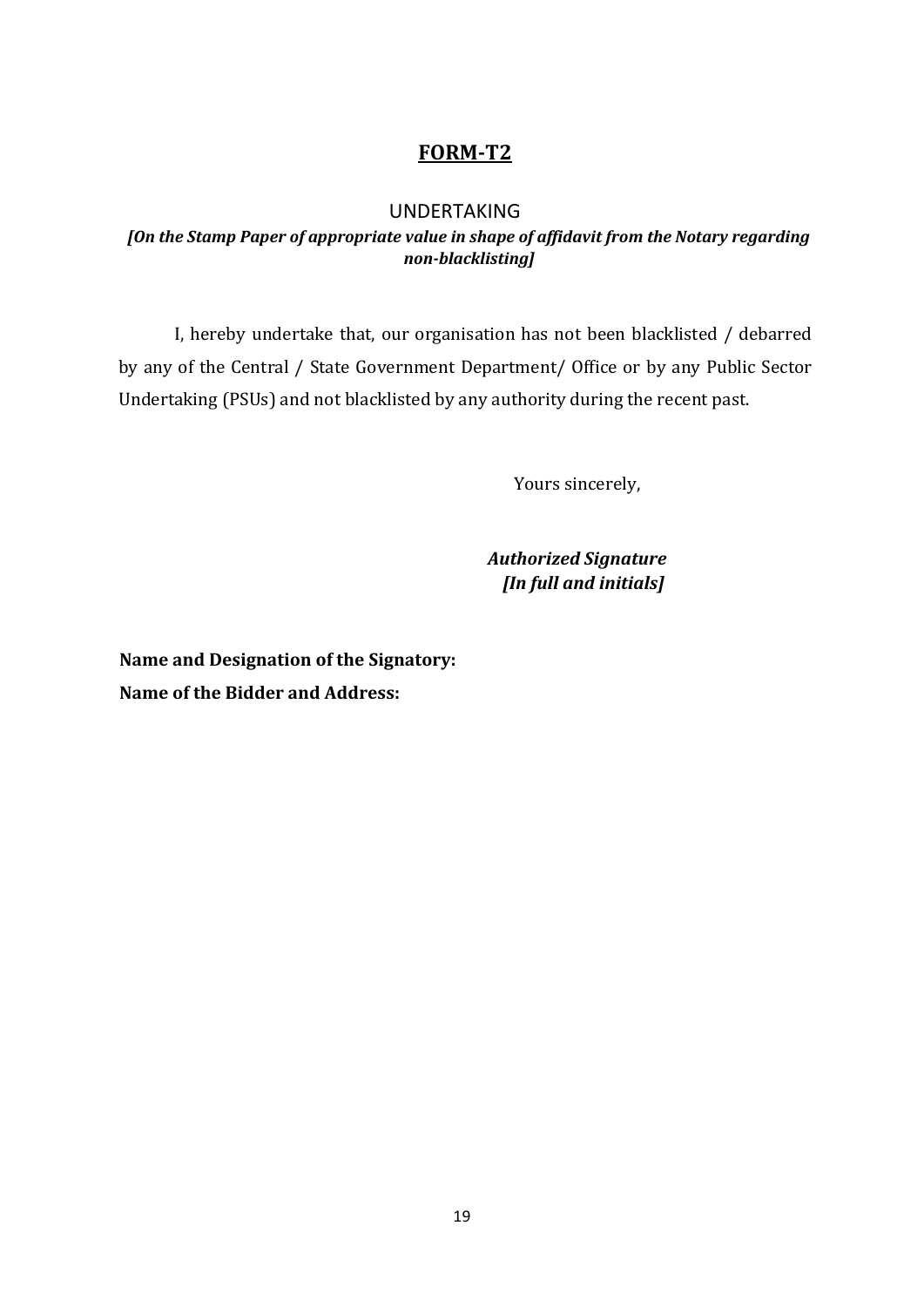## FORM-T2

UNDERTAKING

***[On the Stamp Paper of appropriate value in shape of affidavit from the Notary regarding non-blacklisting]***

I, hereby undertake that, our organisation has not been blacklisted / debarred by any of the Central / State Government Department/ Office or by any Public Sector Undertaking (PSUs) and not blacklisted by any authority during the recent past.

Yours sincerely,

***Authorized Signature***
***[In full and initials]***

**Name and Designation of the Signatory:**

**Name of the Bidder and Address:**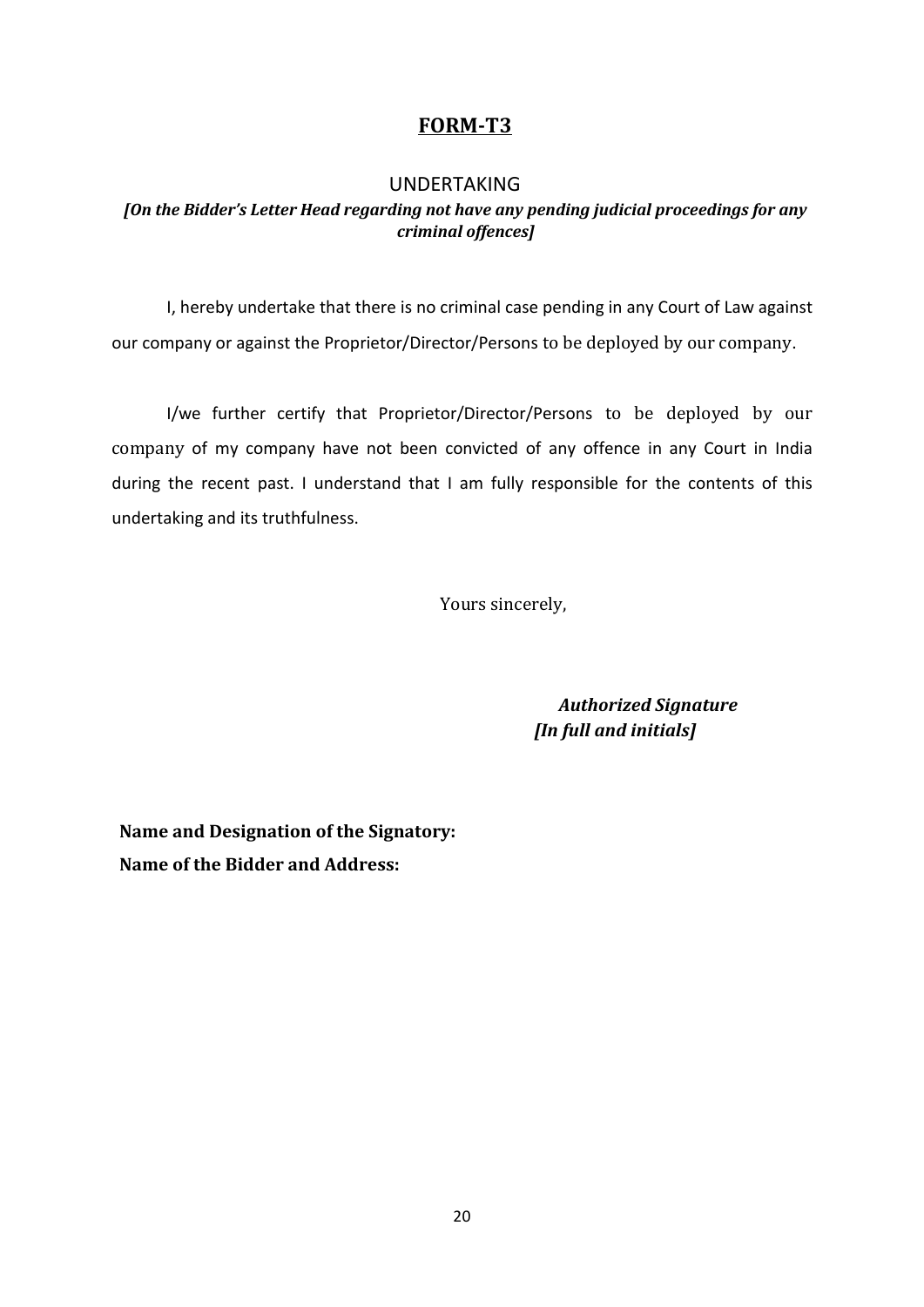# FORM-T3

UNDERTAKING

***[On the Bidder's Letter Head regarding not have any pending judicial proceedings for any criminal offences]***

I, hereby undertake that there is no criminal case pending in any Court of Law against our company or against the Proprietor/Director/Persons to be deployed by our company.

I/we further certify that Proprietor/Director/Persons to be deployed by our company of my company have not been convicted of any offence in any Court in India during the recent past. I understand that I am fully responsible for the contents of this undertaking and its truthfulness.

Yours sincerely,

***Authorized Signature***
***[In full and initials]***

**Name and Designation of the Signatory:**
**Name of the Bidder and Address:**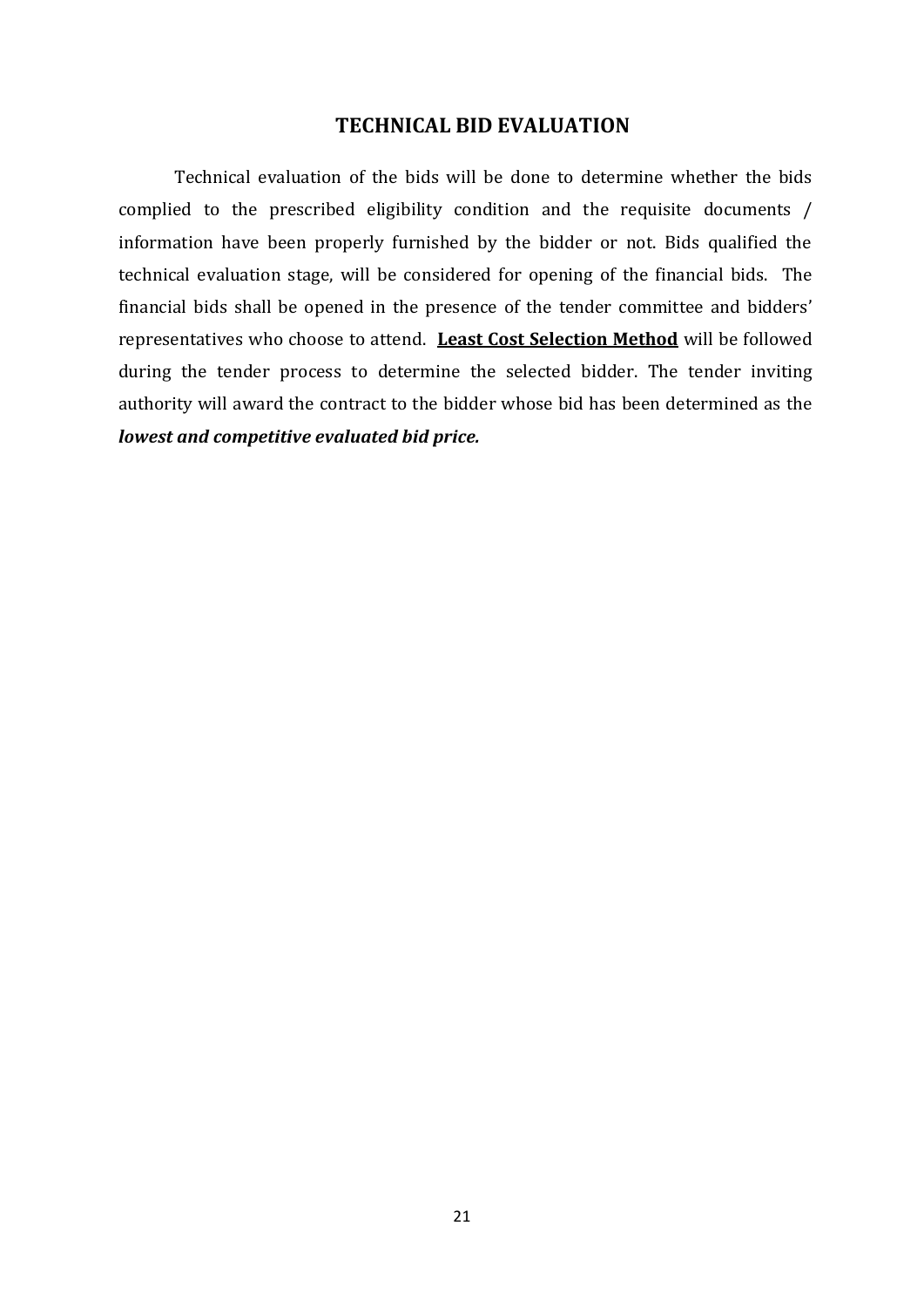## TECHNICAL BID EVALUATION

Technical evaluation of the bids will be done to determine whether the bids complied to the prescribed eligibility condition and the requisite documents / information have been properly furnished by the bidder or not. Bids qualified the technical evaluation stage, will be considered for opening of the financial bids. The financial bids shall be opened in the presence of the tender committee and bidders' representatives who choose to attend. **Least Cost Selection Method** will be followed during the tender process to determine the selected bidder. The tender inviting authority will award the contract to the bidder whose bid has been determined as the ***lowest and competitive evaluated bid price.***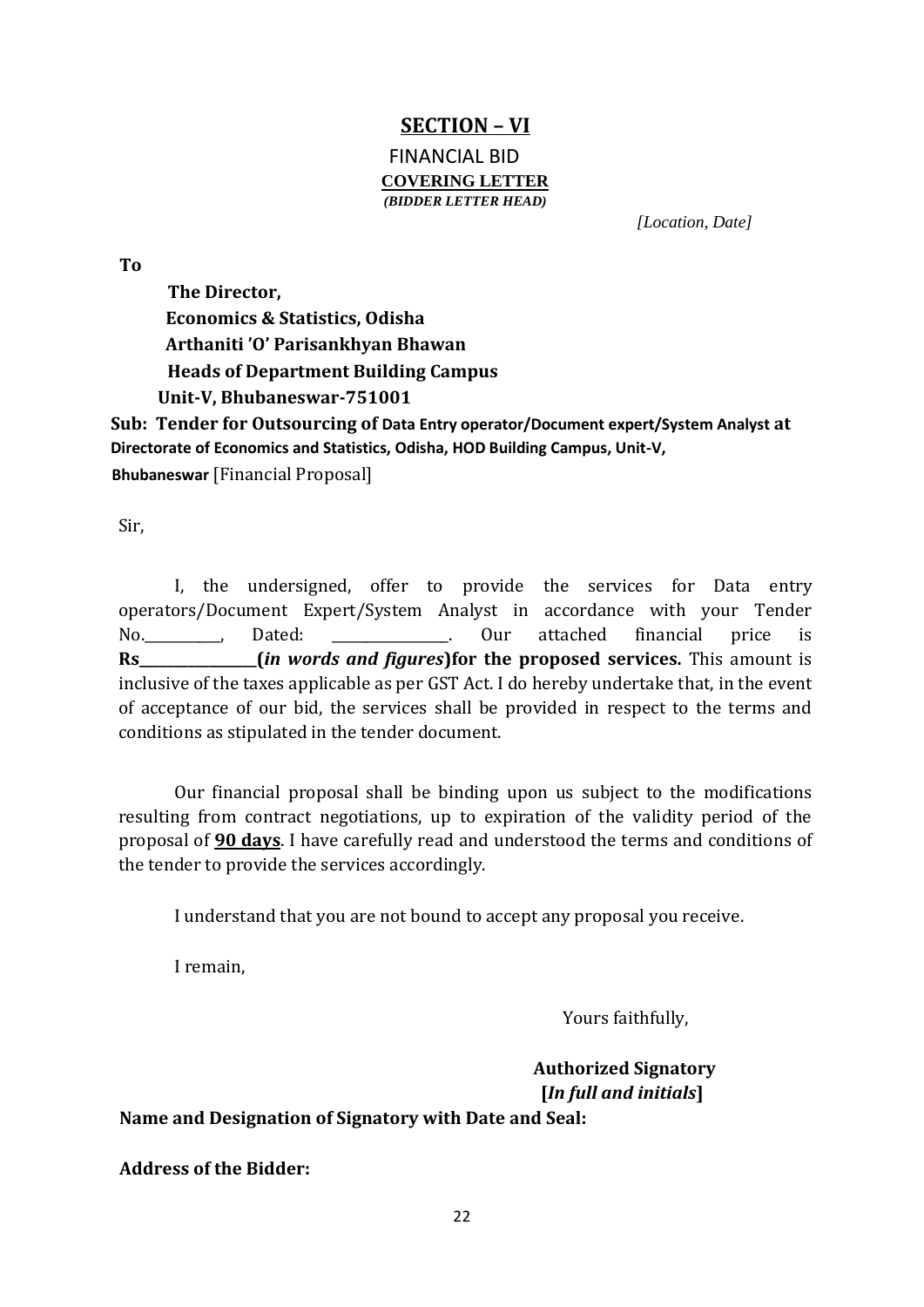## SECTION – VI

FINANCIAL BID

**COVERING LETTER**

***(BIDDER LETTER HEAD)***

*[Location, Date]*

**To**

**The Director,**
**Economics & Statistics, Odisha**
**Arthaniti 'O' Parisankhyan Bhawan**
**Heads of Department Building Campus**
**Unit-V, Bhubaneswar-751001**

**Sub: Tender for Outsourcing of Data Entry operator/Document expert/System Analyst at Directorate of Economics and Statistics, Odisha, HOD Building Campus, Unit-V, Bhubaneswar** [Financial Proposal]

Sir,

I, the undersigned, offer to provide the services for Data entry operators/Document Expert/System Analyst in accordance with your Tender No.__________, Dated: _______________. Our attached financial price is **Rs_______________(*in words and figures*)for the proposed services.** This amount is inclusive of the taxes applicable as per GST Act. I do hereby undertake that, in the event of acceptance of our bid, the services shall be provided in respect to the terms and conditions as stipulated in the tender document.

Our financial proposal shall be binding upon us subject to the modifications resulting from contract negotiations, up to expiration of the validity period of the proposal of **90 days**. I have carefully read and understood the terms and conditions of the tender to provide the services accordingly.

I understand that you are not bound to accept any proposal you receive.

I remain,

Yours faithfully,

**Authorized Signatory**
**[*In full and initials*]**

**Name and Designation of Signatory with Date and Seal:**

**Address of the Bidder:**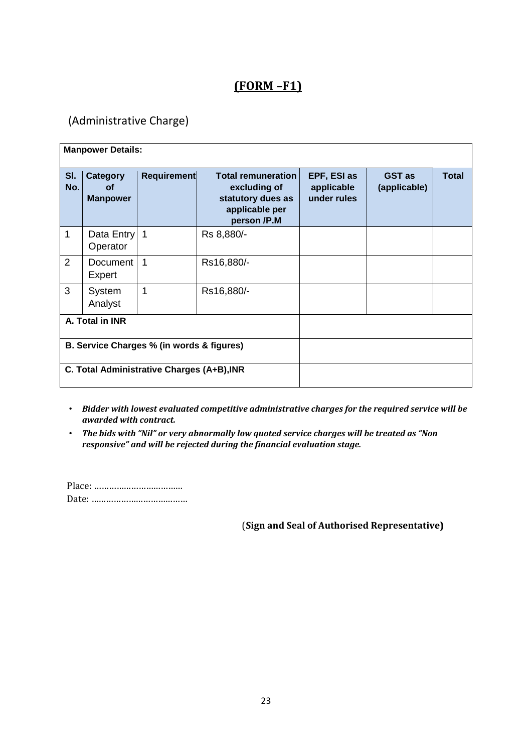# (FORM –F1)

(Administrative Charge)

**Manpower Details:**

| Sl. No. | Category of Manpower | Requirement | Total remuneration excluding of statutory dues as applicable per person /P.M | EPF, ESI as applicable under rules | GST as (applicable) | Total |
|---|---|---|---|---|---|---|
| 1 | Data Entry Operator | 1 | Rs 8,880/- | | | |
| 2 | Document Expert | 1 | Rs16,880/- | | | |
| 3 | System Analyst | 1 | Rs16,880/- | | | |
| **A. Total in INR** | | | | | | |
| **B. Service Charges % (in words & figures)** | | | | | | |
| **C. Total Administrative Charges (A+B),INR** | | | | | | |

- ***Bidder with lowest evaluated competitive administrative charges for the required service will be awarded with contract.***
- ***The bids with "Nil" or very abnormally low quoted service charges will be treated as "Non responsive" and will be rejected during the financial evaluation stage.***

Place: ……………………………….

Date: ………………………………….

(**Sign and Seal of Authorised Representative)**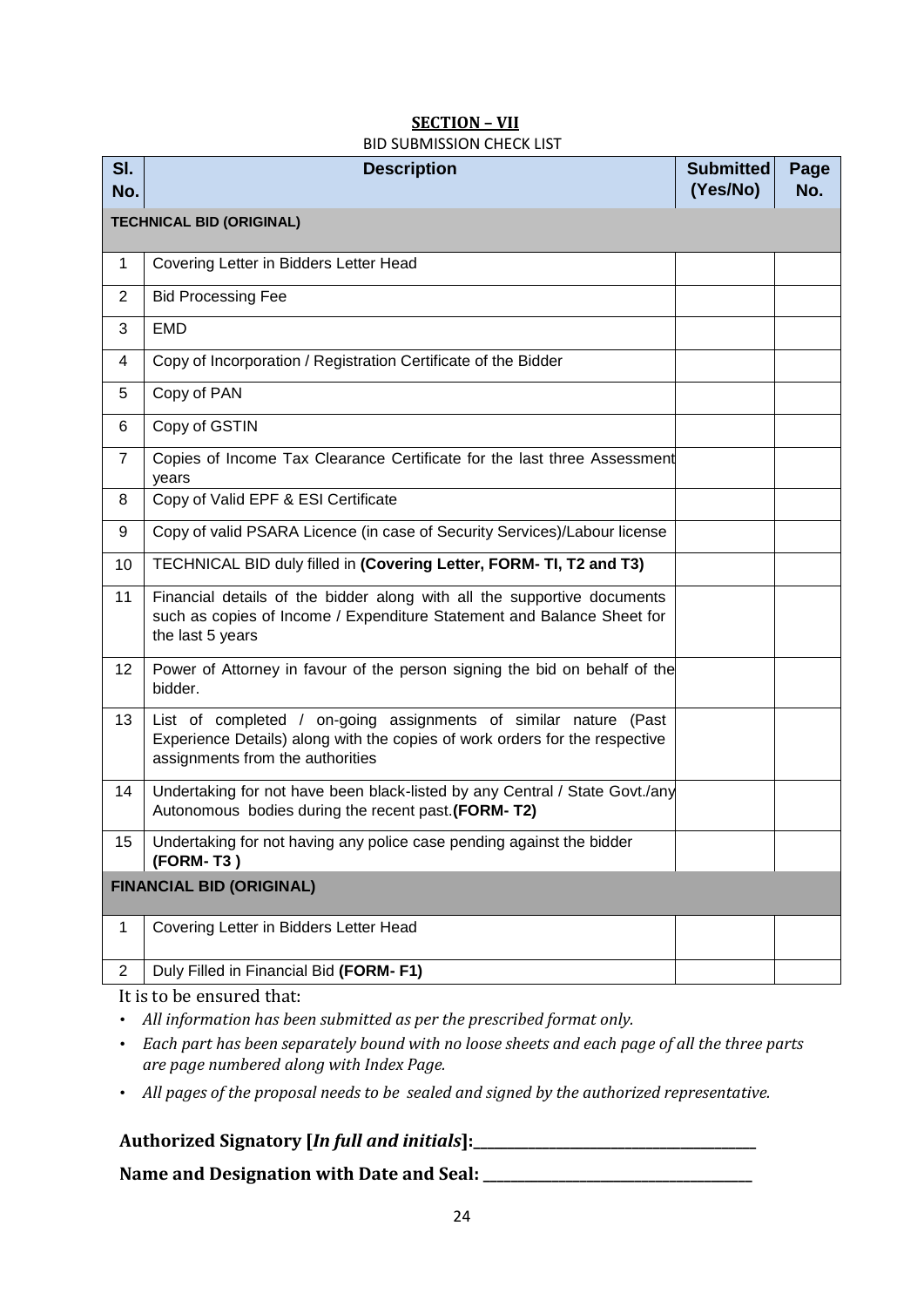## SECTION – VII

BID SUBMISSION CHECK LIST

| Sl. No. | Description | Submitted (Yes/No) | Page No. |
|---|---|---|---|
| **TECHNICAL BID (ORIGINAL)** | | | |
| 1 | Covering Letter in Bidders Letter Head | | |
| 2 | Bid Processing Fee | | |
| 3 | EMD | | |
| 4 | Copy of Incorporation / Registration Certificate of the Bidder | | |
| 5 | Copy of PAN | | |
| 6 | Copy of GSTIN | | |
| 7 | Copies of Income Tax Clearance Certificate for the last three Assessment years | | |
| 8 | Copy of Valid EPF & ESI Certificate | | |
| 9 | Copy of valid PSARA Licence (in case of Security Services)/Labour license | | |
| 10 | TECHNICAL BID duly filled in **(Covering Letter, FORM- TI, T2 and T3)** | | |
| 11 | Financial details of the bidder along with all the supportive documents such as copies of Income / Expenditure Statement and Balance Sheet for the last 5 years | | |
| 12 | Power of Attorney in favour of the person signing the bid on behalf of the bidder. | | |
| 13 | List of completed / on-going assignments of similar nature (Past Experience Details) along with the copies of work orders for the respective assignments from the authorities | | |
| 14 | Undertaking for not have been black-listed by any Central / State Govt./any Autonomous bodies during the recent past.**(FORM- T2)** | | |
| 15 | Undertaking for not having any police case pending against the bidder **(FORM- T3 )** | | |
| **FINANCIAL BID (ORIGINAL)** | | | |
| 1 | Covering Letter in Bidders Letter Head | | |
| 2 | Duly Filled in Financial Bid **(FORM- F1)** | | |

It is to be ensured that:

- *All information has been submitted as per the prescribed format only.*
- *Each part has been separately bound with no loose sheets and each page of all the three parts are page numbered along with Index Page.*
- *All pages of the proposal needs to be sealed and signed by the authorized representative.*

**Authorized Signatory [*In full and initials*]:\_\_\_\_\_\_\_\_\_\_\_\_\_\_\_\_\_\_\_\_\_\_\_\_\_\_\_\_\_\_\_\_\_\_\_\_**

**Name and Designation with Date and Seal: \_\_\_\_\_\_\_\_\_\_\_\_\_\_\_\_\_\_\_\_\_\_\_\_\_\_\_\_\_\_\_\_\_\_\_\_**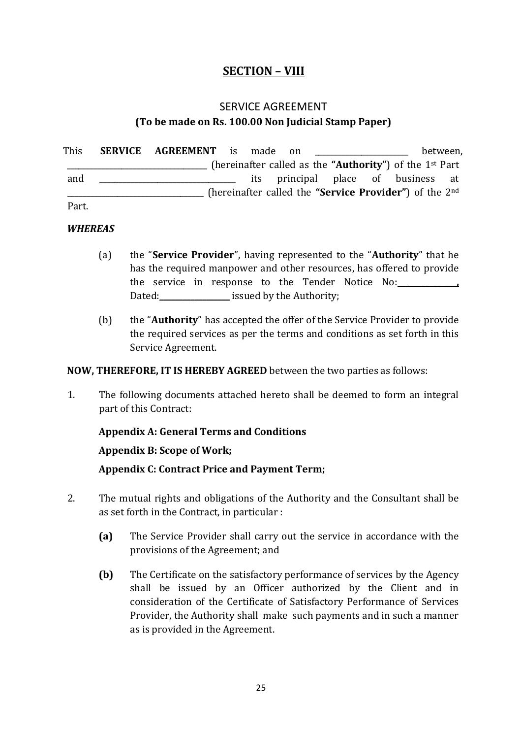## SECTION – VIII

SERVICE AGREEMENT

**(To be made on Rs. 100.00 Non Judicial Stamp Paper)**

This **SERVICE AGREEMENT** is made on ______________________ between, ________________________________ (hereinafter called as the **"Authority"**) of the 1st Part and ________________________________ its principal place of business at ________________________________ (hereinafter called the **"Service Provider"**) of the 2nd Part.

***WHEREAS***

(a) the "**Service Provider**", having represented to the "**Authority**" that he has the required manpower and other resources, has offered to provide the service in response to the Tender Notice No:____________, Dated:________________ issued by the Authority;

(b) the "**Authority**" has accepted the offer of the Service Provider to provide the required services as per the terms and conditions as set forth in this Service Agreement.

**NOW, THEREFORE, IT IS HEREBY AGREED** between the two parties as follows:

1. The following documents attached hereto shall be deemed to form an integral part of this Contract:

   **Appendix A: General Terms and Conditions**

   **Appendix B: Scope of Work;**

   **Appendix C: Contract Price and Payment Term;**

2. The mutual rights and obligations of the Authority and the Consultant shall be as set forth in the Contract, in particular :

   **(a)** The Service Provider shall carry out the service in accordance with the provisions of the Agreement; and

   **(b)** The Certificate on the satisfactory performance of services by the Agency shall be issued by an Officer authorized by the Client and in consideration of the Certificate of Satisfactory Performance of Services Provider, the Authority shall make such payments and in such a manner as is provided in the Agreement.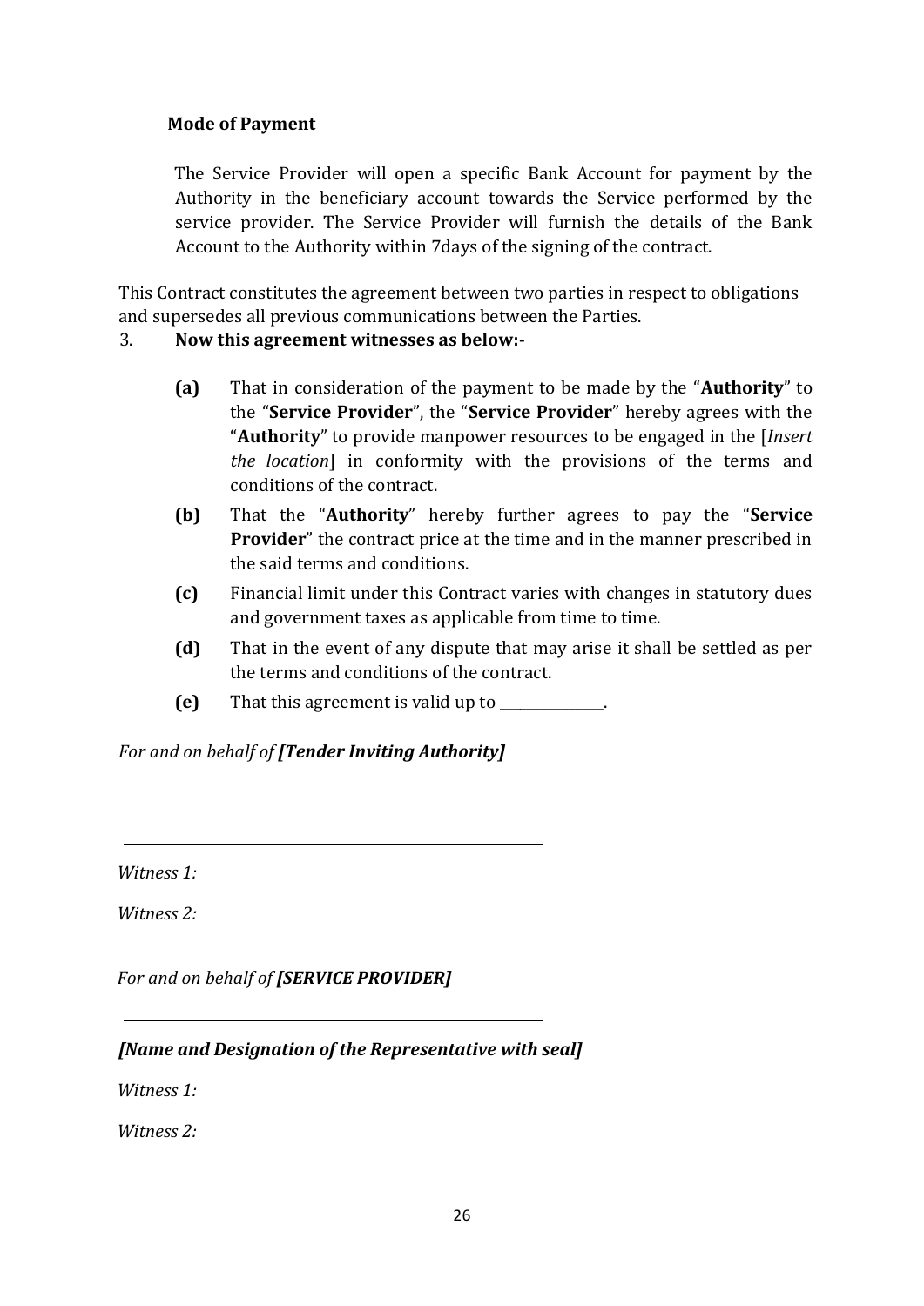**Mode of Payment**

The Service Provider will open a specific Bank Account for payment by the Authority in the beneficiary account towards the Service performed by the service provider. The Service Provider will furnish the details of the Bank Account to the Authority within 7days of the signing of the contract.

This Contract constitutes the agreement between two parties in respect to obligations and supersedes all previous communications between the Parties.

3. **Now this agreement witnesses as below:-**

   **(a)** That in consideration of the payment to be made by the "**Authority**" to the "**Service Provider**", the "**Service Provider**" hereby agrees with the "**Authority**" to provide manpower resources to be engaged in the [*Insert the location*] in conformity with the provisions of the terms and conditions of the contract.

   **(b)** That the "**Authority**" hereby further agrees to pay the "**Service Provider**" the contract price at the time and in the manner prescribed in the said terms and conditions.

   **(c)** Financial limit under this Contract varies with changes in statutory dues and government taxes as applicable from time to time.

   **(d)** That in the event of any dispute that may arise it shall be settled as per the terms and conditions of the contract.

   **(e)** That this agreement is valid up to ______________.

*For and on behalf of **[Tender Inviting Authority]***

_______________________________________

*Witness 1:*

*Witness 2:*

*For and on behalf of **[SERVICE PROVIDER]***

_______________________________________

***[Name and Designation of the Representative with seal]***

*Witness 1:*

*Witness 2:*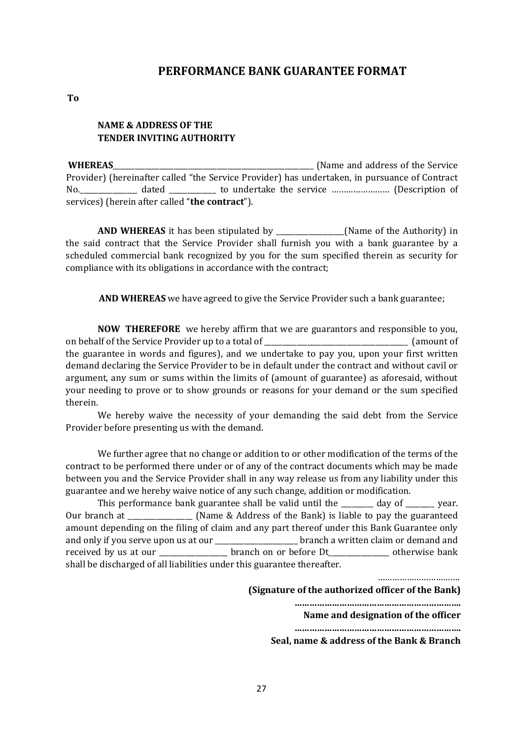# PERFORMANCE BANK GUARANTEE FORMAT

**To**

**NAME & ADDRESS OF THE**
**TENDER INVITING AUTHORITY**

**WHEREAS**_______________________________________________________ (Name and address of the Service Provider) (hereinafter called "the Service Provider) has undertaken, in pursuance of Contract No.______________ dated ____________ to undertake the service …………………… (Description of services) (herein after called "**the contract**").

**AND WHEREAS** it has been stipulated by __________________(Name of the Authority) in the said contract that the Service Provider shall furnish you with a bank guarantee by a scheduled commercial bank recognized by you for the sum specified therein as security for compliance with its obligations in accordance with the contract;

**AND WHEREAS** we have agreed to give the Service Provider such a bank guarantee;

**NOW THEREFORE** we hereby affirm that we are guarantors and responsible to you, on behalf of the Service Provider up to a total of ______________________________________ (amount of the guarantee in words and figures), and we undertake to pay you, upon your first written demand declaring the Service Provider to be in default under the contract and without cavil or argument, any sum or sums within the limits of (amount of guarantee) as aforesaid, without your needing to prove or to show grounds or reasons for your demand or the sum specified therein.

We hereby waive the necessity of your demanding the said debt from the Service Provider before presenting us with the demand.

We further agree that no change or addition to or other modification of the terms of the contract to be performed there under or of any of the contract documents which may be made between you and the Service Provider shall in any way release us from any liability under this guarantee and we hereby waive notice of any such change, addition or modification.

This performance bank guarantee shall be valid until the ________ day of _______ year. Our branch at _________________ (Name & Address of the Bank) is liable to pay the guaranteed amount depending on the filing of claim and any part thereof under this Bank Guarantee only and only if you serve upon us at our ______________________ branch a written claim or demand and received by us at our __________________ branch on or before Dt________________ otherwise bank shall be discharged of all liabilities under this guarantee thereafter.

……………………………

**(Signature of the authorized officer of the Bank)**

**…………………………………………………………**

**Name and designation of the officer**

**…………………………………………………………**

**Seal, name & address of the Bank & Branch**